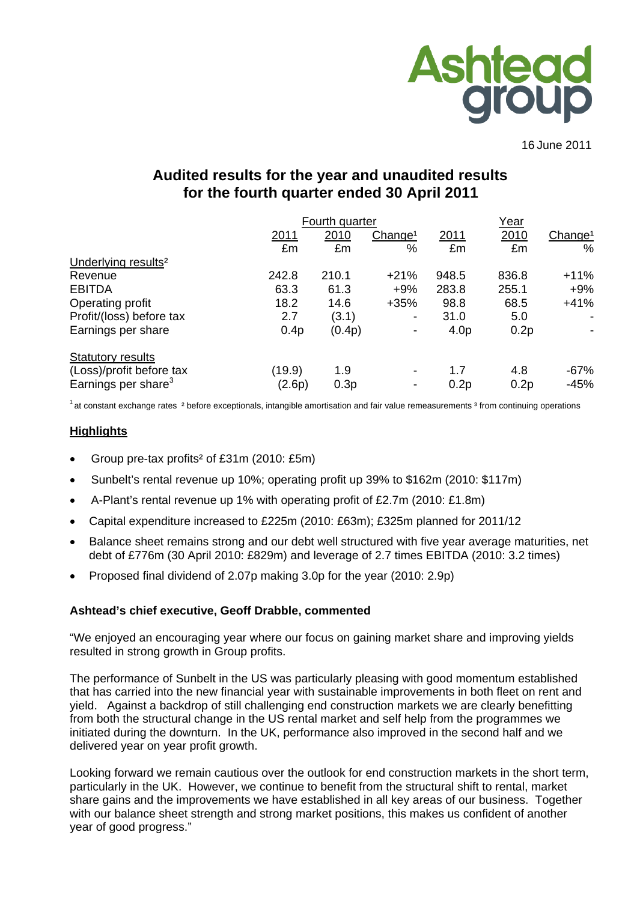Ashtead group

16 June 2011

# Audited results for the year and unaudited results for the fourth quarter ended 30 April 2011

| | Fourth quarter | | | Year | | |
|---|---|---|---|---|---|---|
| | 2011 | 2010 | Change[1] | 2011 | 2010 | Change[1] |
| | £m | £m | % | £m | £m | % |
| Underlying results[2] | | | | | | |
| Revenue | 242.8 | 210.1 | +21% | 948.5 | 836.8 | +11% |
| EBITDA | 63.3 | 61.3 | +9% | 283.8 | 255.1 | +9% |
| Operating profit | 18.2 | 14.6 | +35% | 98.8 | 68.5 | +41% |
| Profit/(loss) before tax | 2.7 | (3.1) | - | 31.0 | 5.0 | - |
| Earnings per share | 0.4p | (0.4p) | - | 4.0p | 0.2p | - |
| Statutory results | | | | | | |
| (Loss)/profit before tax | (19.9) | 1.9 | - | 1.7 | 4.8 | -67% |
| Earnings per share[3] | (2.6p) | 0.3p | - | 0.2p | 0.2p | -45% |

[1] at constant exchange rates [2] before exceptionals, intangible amortisation and fair value remeasurements [3] from continuing operations

## Highlights

- Group pre-tax profits[2] of £31m (2010: £5m)
- Sunbelt's rental revenue up 10%; operating profit up 39% to $162m (2010: $117m)
- A-Plant's rental revenue up 1% with operating profit of £2.7m (2010: £1.8m)
- Capital expenditure increased to £225m (2010: £63m); £325m planned for 2011/12
- Balance sheet remains strong and our debt well structured with five year average maturities, net debt of £776m (30 April 2010: £829m) and leverage of 2.7 times EBITDA (2010: 3.2 times)
- Proposed final dividend of 2.07p making 3.0p for the year (2010: 2.9p)

**Ashtead's chief executive, Geoff Drabble, commented**

"We enjoyed an encouraging year where our focus on gaining market share and improving yields resulted in strong growth in Group profits.

The performance of Sunbelt in the US was particularly pleasing with good momentum established that has carried into the new financial year with sustainable improvements in both fleet on rent and yield. Against a backdrop of still challenging end construction markets we are clearly benefitting from both the structural change in the US rental market and self help from the programmes we initiated during the downturn. In the UK, performance also improved in the second half and we delivered year on year profit growth.

Looking forward we remain cautious over the outlook for end construction markets in the short term, particularly in the UK. However, we continue to benefit from the structural shift to rental, market share gains and the improvements we have established in all key areas of our business. Together with our balance sheet strength and strong market positions, this makes us confident of another year of good progress."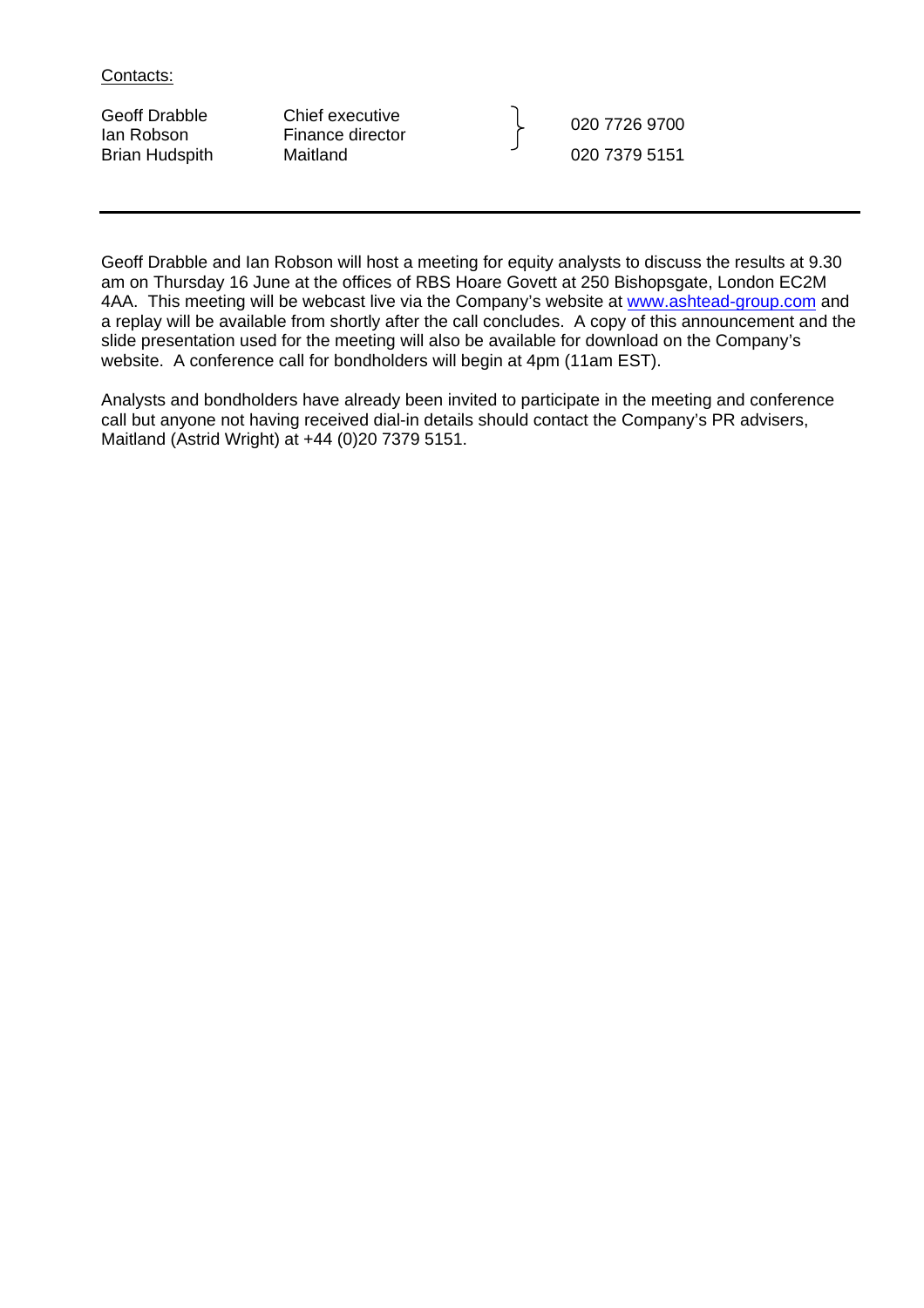Contacts:

| | | |
|---|---|---|
| Geoff Drabble | Chief executive | 020 7726 9700 |
| Ian Robson | Finance director | |
| Brian Hudspith | Maitland | 020 7379 5151 |

---

Geoff Drabble and Ian Robson will host a meeting for equity analysts to discuss the results at 9.30 am on Thursday 16 June at the offices of RBS Hoare Govett at 250 Bishopsgate, London EC2M 4AA. This meeting will be webcast live via the Company's website at www.ashtead-group.com and a replay will be available from shortly after the call concludes. A copy of this announcement and the slide presentation used for the meeting will also be available for download on the Company's website. A conference call for bondholders will begin at 4pm (11am EST).

Analysts and bondholders have already been invited to participate in the meeting and conference call but anyone not having received dial-in details should contact the Company's PR advisers, Maitland (Astrid Wright) at +44 (0)20 7379 5151.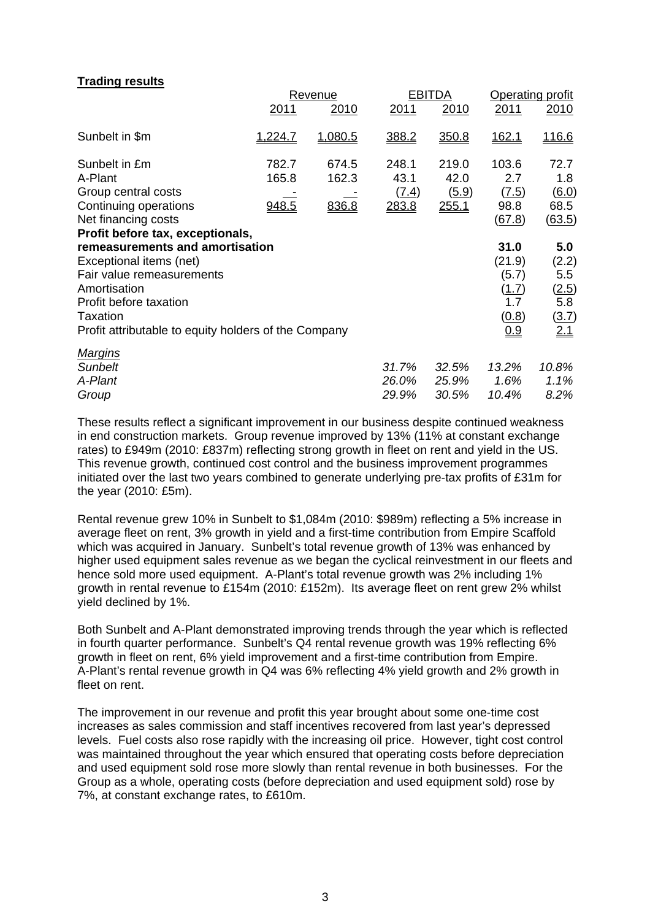**Trading results**

| | Revenue | | EBITDA | | Operating profit | |
|---|---|---|---|---|---|---|
| | 2011 | 2010 | 2011 | 2010 | 2011 | 2010 |
| Sunbelt in $m | 1,224.7 | 1,080.5 | 388.2 | 350.8 | 162.1 | 116.6 |
| Sunbelt in £m | 782.7 | 674.5 | 248.1 | 219.0 | 103.6 | 72.7 |
| A-Plant | 165.8 | 162.3 | 43.1 | 42.0 | 2.7 | 1.8 |
| Group central costs | - | - | (7.4) | (5.9) | (7.5) | (6.0) |
| Continuing operations | 948.5 | 836.8 | 283.8 | 255.1 | 98.8 | 68.5 |
| Net financing costs | | | | | (67.8) | (63.5) |
| **Profit before tax, exceptionals, remeasurements and amortisation** | | | | | **31.0** | **5.0** |
| Exceptional items (net) | | | | | (21.9) | (2.2) |
| Fair value remeasurements | | | | | (5.7) | 5.5 |
| Amortisation | | | | | (1.7) | (2.5) |
| Profit before taxation | | | | | 1.7 | 5.8 |
| Taxation | | | | | (0.8) | (3.7) |
| Profit attributable to equity holders of the Company | | | | | 0.9 | 2.1 |
| *Margins* | | | | | | |
| *Sunbelt* | | | *31.7%* | *32.5%* | *13.2%* | *10.8%* |
| *A-Plant* | | | *26.0%* | *25.9%* | *1.6%* | *1.1%* |
| *Group* | | | *29.9%* | *30.5%* | *10.4%* | *8.2%* |

These results reflect a significant improvement in our business despite continued weakness in end construction markets. Group revenue improved by 13% (11% at constant exchange rates) to £949m (2010: £837m) reflecting strong growth in fleet on rent and yield in the US. This revenue growth, continued cost control and the business improvement programmes initiated over the last two years combined to generate underlying pre-tax profits of £31m for the year (2010: £5m).

Rental revenue grew 10% in Sunbelt to $1,084m (2010: $989m) reflecting a 5% increase in average fleet on rent, 3% growth in yield and a first-time contribution from Empire Scaffold which was acquired in January. Sunbelt's total revenue growth of 13% was enhanced by higher used equipment sales revenue as we began the cyclical reinvestment in our fleets and hence sold more used equipment. A-Plant's total revenue growth was 2% including 1% growth in rental revenue to £154m (2010: £152m). Its average fleet on rent grew 2% whilst yield declined by 1%.

Both Sunbelt and A-Plant demonstrated improving trends through the year which is reflected in fourth quarter performance. Sunbelt's Q4 rental revenue growth was 19% reflecting 6% growth in fleet on rent, 6% yield improvement and a first-time contribution from Empire. A-Plant's rental revenue growth in Q4 was 6% reflecting 4% yield growth and 2% growth in fleet on rent.

The improvement in our revenue and profit this year brought about some one-time cost increases as sales commission and staff incentives recovered from last year's depressed levels. Fuel costs also rose rapidly with the increasing oil price. However, tight cost control was maintained throughout the year which ensured that operating costs before depreciation and used equipment sold rose more slowly than rental revenue in both businesses. For the Group as a whole, operating costs (before depreciation and used equipment sold) rose by 7%, at constant exchange rates, to £610m.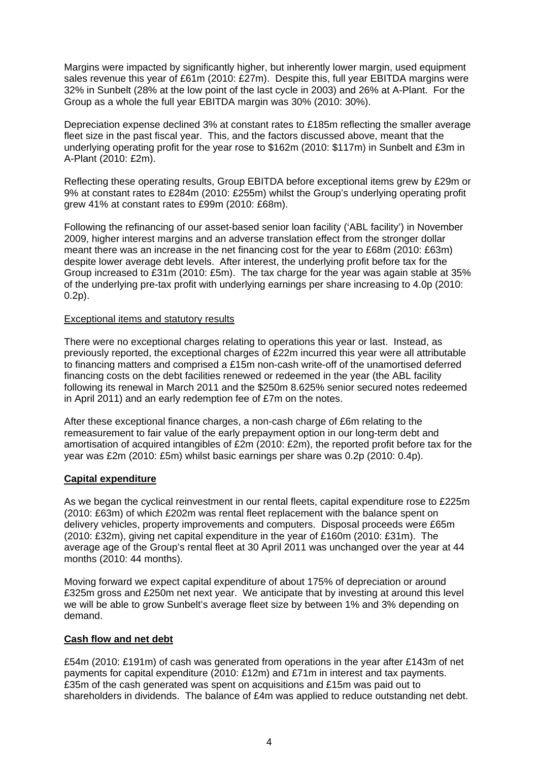Margins were impacted by significantly higher, but inherently lower margin, used equipment sales revenue this year of £61m (2010: £27m). Despite this, full year EBITDA margins were 32% in Sunbelt (28% at the low point of the last cycle in 2003) and 26% at A-Plant. For the Group as a whole the full year EBITDA margin was 30% (2010: 30%).

Depreciation expense declined 3% at constant rates to £185m reflecting the smaller average fleet size in the past fiscal year. This, and the factors discussed above, meant that the underlying operating profit for the year rose to \$162m (2010: \$117m) in Sunbelt and £3m in A-Plant (2010: £2m).

Reflecting these operating results, Group EBITDA before exceptional items grew by £29m or 9% at constant rates to £284m (2010: £255m) whilst the Group's underlying operating profit grew 41% at constant rates to £99m (2010: £68m).

Following the refinancing of our asset-based senior loan facility ('ABL facility') in November 2009, higher interest margins and an adverse translation effect from the stronger dollar meant there was an increase in the net financing cost for the year to £68m (2010: £63m) despite lower average debt levels. After interest, the underlying profit before tax for the Group increased to £31m (2010: £5m). The tax charge for the year was again stable at 35% of the underlying pre-tax profit with underlying earnings per share increasing to 4.0p (2010: 0.2p).

<u>Exceptional items and statutory results</u>

There were no exceptional charges relating to operations this year or last. Instead, as previously reported, the exceptional charges of £22m incurred this year were all attributable to financing matters and comprised a £15m non-cash write-off of the unamortised deferred financing costs on the debt facilities renewed or redeemed in the year (the ABL facility following its renewal in March 2011 and the \$250m 8.625% senior secured notes redeemed in April 2011) and an early redemption fee of £7m on the notes.

After these exceptional finance charges, a non-cash charge of £6m relating to the remeasurement to fair value of the early prepayment option in our long-term debt and amortisation of acquired intangibles of £2m (2010: £2m), the reported profit before tax for the year was £2m (2010: £5m) whilst basic earnings per share was 0.2p (2010: 0.4p).

## Capital expenditure

As we began the cyclical reinvestment in our rental fleets, capital expenditure rose to £225m (2010: £63m) of which £202m was rental fleet replacement with the balance spent on delivery vehicles, property improvements and computers. Disposal proceeds were £65m (2010: £32m), giving net capital expenditure in the year of £160m (2010: £31m). The average age of the Group's rental fleet at 30 April 2011 was unchanged over the year at 44 months (2010: 44 months).

Moving forward we expect capital expenditure of about 175% of depreciation or around £325m gross and £250m net next year. We anticipate that by investing at around this level we will be able to grow Sunbelt's average fleet size by between 1% and 3% depending on demand.

## Cash flow and net debt

£54m (2010: £191m) of cash was generated from operations in the year after £143m of net payments for capital expenditure (2010: £12m) and £71m in interest and tax payments. £35m of the cash generated was spent on acquisitions and £15m was paid out to shareholders in dividends. The balance of £4m was applied to reduce outstanding net debt.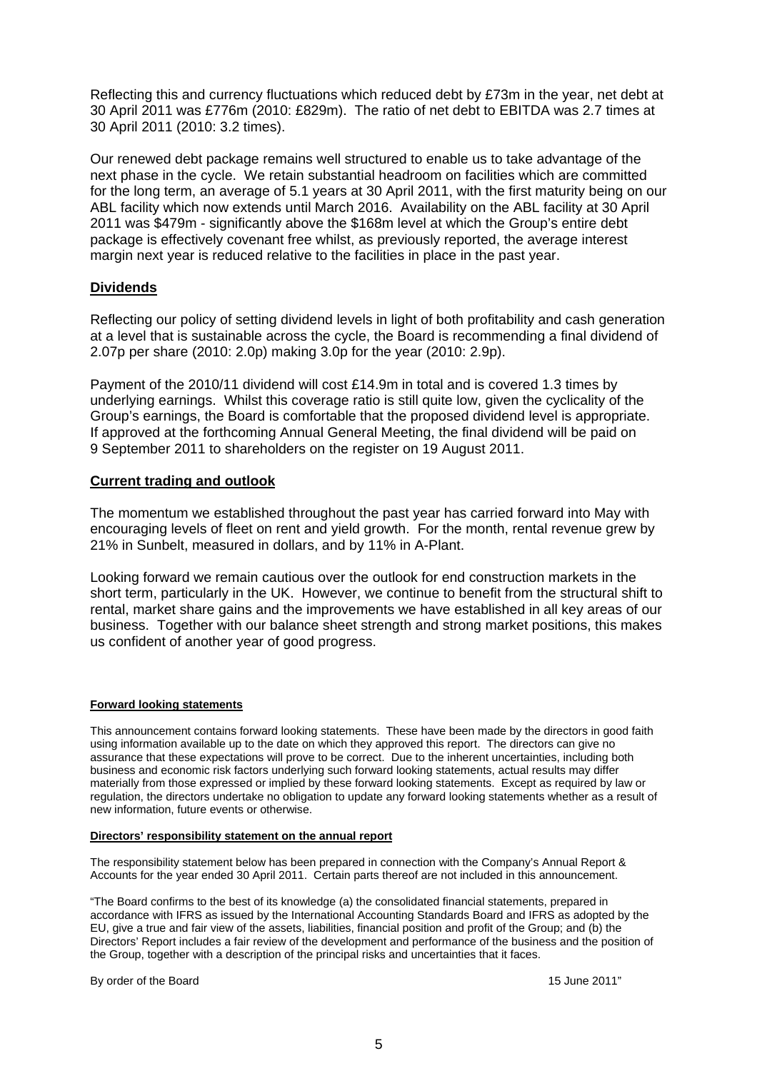Reflecting this and currency fluctuations which reduced debt by £73m in the year, net debt at 30 April 2011 was £776m (2010: £829m). The ratio of net debt to EBITDA was 2.7 times at 30 April 2011 (2010: 3.2 times).

Our renewed debt package remains well structured to enable us to take advantage of the next phase in the cycle. We retain substantial headroom on facilities which are committed for the long term, an average of 5.1 years at 30 April 2011, with the first maturity being on our ABL facility which now extends until March 2016. Availability on the ABL facility at 30 April 2011 was \$479m - significantly above the \$168m level at which the Group's entire debt package is effectively covenant free whilst, as previously reported, the average interest margin next year is reduced relative to the facilities in place in the past year.

## Dividends

Reflecting our policy of setting dividend levels in light of both profitability and cash generation at a level that is sustainable across the cycle, the Board is recommending a final dividend of 2.07p per share (2010: 2.0p) making 3.0p for the year (2010: 2.9p).

Payment of the 2010/11 dividend will cost £14.9m in total and is covered 1.3 times by underlying earnings. Whilst this coverage ratio is still quite low, given the cyclicality of the Group's earnings, the Board is comfortable that the proposed dividend level is appropriate. If approved at the forthcoming Annual General Meeting, the final dividend will be paid on 9 September 2011 to shareholders on the register on 19 August 2011.

## Current trading and outlook

The momentum we established throughout the past year has carried forward into May with encouraging levels of fleet on rent and yield growth. For the month, rental revenue grew by 21% in Sunbelt, measured in dollars, and by 11% in A-Plant.

Looking forward we remain cautious over the outlook for end construction markets in the short term, particularly in the UK. However, we continue to benefit from the structural shift to rental, market share gains and the improvements we have established in all key areas of our business. Together with our balance sheet strength and strong market positions, this makes us confident of another year of good progress.

#### Forward looking statements

This announcement contains forward looking statements. These have been made by the directors in good faith using information available up to the date on which they approved this report. The directors can give no assurance that these expectations will prove to be correct. Due to the inherent uncertainties, including both business and economic risk factors underlying such forward looking statements, actual results may differ materially from those expressed or implied by these forward looking statements. Except as required by law or regulation, the directors undertake no obligation to update any forward looking statements whether as a result of new information, future events or otherwise.

#### Directors' responsibility statement on the annual report

The responsibility statement below has been prepared in connection with the Company's Annual Report & Accounts for the year ended 30 April 2011. Certain parts thereof are not included in this announcement.

"The Board confirms to the best of its knowledge (a) the consolidated financial statements, prepared in accordance with IFRS as issued by the International Accounting Standards Board and IFRS as adopted by the EU, give a true and fair view of the assets, liabilities, financial position and profit of the Group; and (b) the Directors' Report includes a fair review of the development and performance of the business and the position of the Group, together with a description of the principal risks and uncertainties that it faces.

By order of the Board 15 June 2011"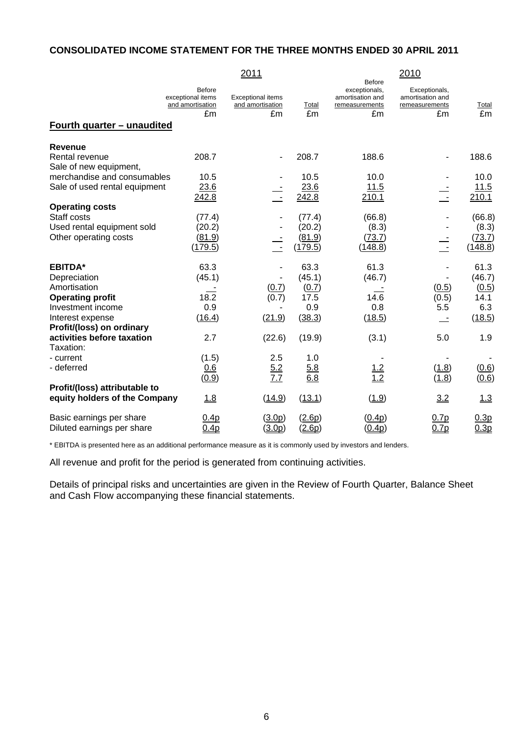## CONSOLIDATED INCOME STATEMENT FOR THE THREE MONTHS ENDED 30 APRIL 2011

| | 2011 | | | 2010 | | |
|---|---|---|---|---|---|---|
| | Before exceptional items and amortisation | Exceptional items and amortisation | Total | Before exceptionals, amortisation and remeasurements | Exceptionals, amortisation and remeasurements | Total |
| | £m | £m | £m | £m | £m | £m |
| **Fourth quarter – unaudited** | | | | | | |
| **Revenue** | | | | | | |
| Rental revenue | 208.7 | - | 208.7 | 188.6 | - | 188.6 |
| Sale of new equipment, merchandise and consumables | 10.5 | - | 10.5 | 10.0 | - | 10.0 |
| Sale of used rental equipment | 23.6 | - | 23.6 | 11.5 | - | 11.5 |
| | 242.8 | - | 242.8 | 210.1 | - | 210.1 |
| **Operating costs** | | | | | | |
| Staff costs | (77.4) | - | (77.4) | (66.8) | - | (66.8) |
| Used rental equipment sold | (20.2) | - | (20.2) | (8.3) | - | (8.3) |
| Other operating costs | (81.9) | - | (81.9) | (73.7) | - | (73.7) |
| | (179.5) | - | (179.5) | (148.8) | - | (148.8) |
| **EBITDA*** | 63.3 | - | 63.3 | 61.3 | - | 61.3 |
| Depreciation | (45.1) | - | (45.1) | (46.7) | - | (46.7) |
| Amortisation | - | (0.7) | (0.7) | - | (0.5) | (0.5) |
| **Operating profit** | 18.2 | (0.7) | 17.5 | 14.6 | (0.5) | 14.1 |
| Investment income | 0.9 | - | 0.9 | 0.8 | 5.5 | 6.3 |
| Interest expense | (16.4) | (21.9) | (38.3) | (18.5) | - | (18.5) |
| **Profit/(loss) on ordinary activities before taxation** | 2.7 | (22.6) | (19.9) | (3.1) | 5.0 | 1.9 |
| Taxation: | | | | | | |
| - current | (1.5) | 2.5 | 1.0 | - | - | - |
| - deferred | 0.6 | 5.2 | 5.8 | 1.2 | (1.8) | (0.6) |
| | (0.9) | 7.7 | 6.8 | 1.2 | (1.8) | (0.6) |
| **Profit/(loss) attributable to equity holders of the Company** | 1.8 | (14.9) | (13.1) | (1.9) | 3.2 | 1.3 |
| Basic earnings per share | 0.4p | (3.0p) | (2.6p) | (0.4p) | 0.7p | 0.3p |
| Diluted earnings per share | 0.4p | (3.0p) | (2.6p) | (0.4p) | 0.7p | 0.3p |

* EBITDA is presented here as an additional performance measure as it is commonly used by investors and lenders.

All revenue and profit for the period is generated from continuing activities.

Details of principal risks and uncertainties are given in the Review of Fourth Quarter, Balance Sheet and Cash Flow accompanying these financial statements.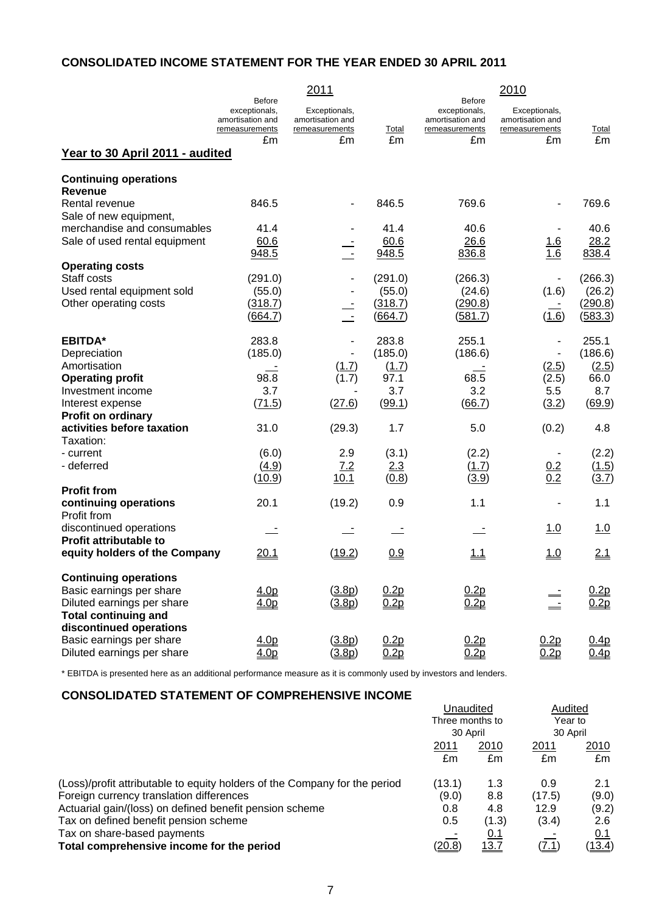## CONSOLIDATED INCOME STATEMENT FOR THE YEAR ENDED 30 APRIL 2011

| | 2011 | | | 2010 | | |
|---|---|---|---|---|---|---|
| | Before exceptionals, amortisation and remeasurements | Exceptionals, amortisation and remeasurements | Total | Before exceptionals, amortisation and remeasurements | Exceptionals, amortisation and remeasurements | Total |
| | £m | £m | £m | £m | £m | £m |
| **Year to 30 April 2011 - audited** | | | | | | |
| **Continuing operations** | | | | | | |
| **Revenue** | | | | | | |
| Rental revenue | 846.5 | - | 846.5 | 769.6 | - | 769.6 |
| Sale of new equipment, merchandise and consumables | 41.4 | - | 41.4 | 40.6 | - | 40.6 |
| Sale of used rental equipment | 60.6 | - | 60.6 | 26.6 | 1.6 | 28.2 |
| | 948.5 | - | 948.5 | 836.8 | 1.6 | 838.4 |
| **Operating costs** | | | | | | |
| Staff costs | (291.0) | - | (291.0) | (266.3) | - | (266.3) |
| Used rental equipment sold | (55.0) | - | (55.0) | (24.6) | (1.6) | (26.2) |
| Other operating costs | (318.7) | - | (318.7) | (290.8) | - | (290.8) |
| | (664.7) | - | (664.7) | (581.7) | (1.6) | (583.3) |
| **EBITDA*** | 283.8 | - | 283.8 | 255.1 | - | 255.1 |
| Depreciation | (185.0) | - | (185.0) | (186.6) | - | (186.6) |
| Amortisation | - | (1.7) | (1.7) | - | (2.5) | (2.5) |
| **Operating profit** | 98.8 | (1.7) | 97.1 | 68.5 | (2.5) | 66.0 |
| Investment income | 3.7 | - | 3.7 | 3.2 | 5.5 | 8.7 |
| Interest expense | (71.5) | (27.6) | (99.1) | (66.7) | (3.2) | (69.9) |
| **Profit on ordinary activities before taxation** | 31.0 | (29.3) | 1.7 | 5.0 | (0.2) | 4.8 |
| Taxation: | | | | | | |
| - current | (6.0) | 2.9 | (3.1) | (2.2) | - | (2.2) |
| - deferred | (4.9) | 7.2 | 2.3 | (1.7) | 0.2 | (1.5) |
| | (10.9) | 10.1 | (0.8) | (3.9) | 0.2 | (3.7) |
| **Profit from continuing operations** | 20.1 | (19.2) | 0.9 | 1.1 | - | 1.1 |
| Profit from discontinued operations | - | - | - | - | 1.0 | 1.0 |
| **Profit attributable to equity holders of the Company** | 20.1 | (19.2) | 0.9 | 1.1 | 1.0 | 2.1 |
| **Continuing operations** | | | | | | |
| Basic earnings per share | 4.0p | (3.8p) | 0.2p | 0.2p | - | 0.2p |
| Diluted earnings per share | 4.0p | (3.8p) | 0.2p | 0.2p | - | 0.2p |
| **Total continuing and discontinued operations** | | | | | | |
| Basic earnings per share | 4.0p | (3.8p) | 0.2p | 0.2p | 0.2p | 0.4p |
| Diluted earnings per share | 4.0p | (3.8p) | 0.2p | 0.2p | 0.2p | 0.4p |

* EBITDA is presented here as an additional performance measure as it is commonly used by investors and lenders.

## CONSOLIDATED STATEMENT OF COMPREHENSIVE INCOME

| | Unaudited Three months to 30 April | | Audited Year to 30 April | |
|---|---|---|---|---|
| | 2011 | 2010 | 2011 | 2010 |
| | £m | £m | £m | £m |
| (Loss)/profit attributable to equity holders of the Company for the period | (13.1) | 1.3 | 0.9 | 2.1 |
| Foreign currency translation differences | (9.0) | 8.8 | (17.5) | (9.0) |
| Actuarial gain/(loss) on defined benefit pension scheme | 0.8 | 4.8 | 12.9 | (9.2) |
| Tax on defined benefit pension scheme | 0.5 | (1.3) | (3.4) | 2.6 |
| Tax on share-based payments | - | 0.1 | - | 0.1 |
| **Total comprehensive income for the period** | (20.8) | 13.7 | (7.1) | (13.4) |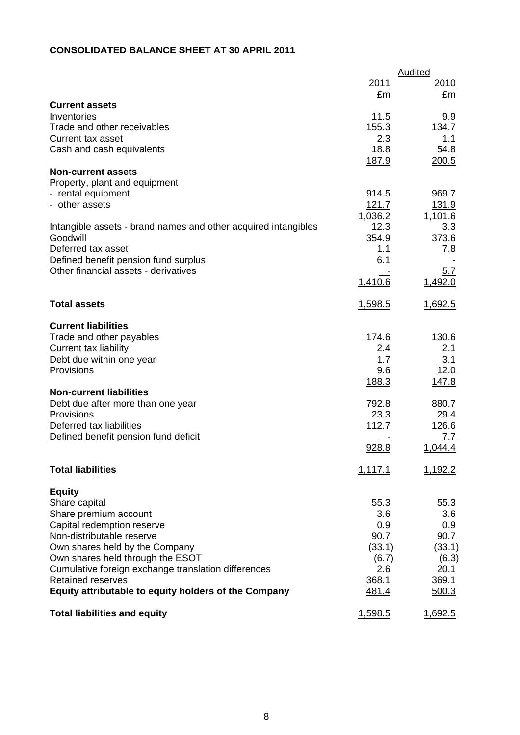**CONSOLIDATED BALANCE SHEET AT 30 APRIL 2011**

| | Audited | |
|---|---|---|
| | 2011 | 2010 |
| | £m | £m |
| **Current assets** | | |
| Inventories | 11.5 | 9.9 |
| Trade and other receivables | 155.3 | 134.7 |
| Current tax asset | 2.3 | 1.1 |
| Cash and cash equivalents | 18.8 | 54.8 |
| | 187.9 | 200.5 |
| **Non-current assets** | | |
| Property, plant and equipment | | |
| - rental equipment | 914.5 | 969.7 |
| - other assets | 121.7 | 131.9 |
| | 1,036.2 | 1,101.6 |
| Intangible assets - brand names and other acquired intangibles | 12.3 | 3.3 |
| Goodwill | 354.9 | 373.6 |
| Deferred tax asset | 1.1 | 7.8 |
| Defined benefit pension fund surplus | 6.1 | - |
| Other financial assets - derivatives | - | 5.7 |
| | 1,410.6 | 1,492.0 |
| **Total assets** | 1,598.5 | 1,692.5 |
| **Current liabilities** | | |
| Trade and other payables | 174.6 | 130.6 |
| Current tax liability | 2.4 | 2.1 |
| Debt due within one year | 1.7 | 3.1 |
| Provisions | 9.6 | 12.0 |
| | 188.3 | 147.8 |
| **Non-current liabilities** | | |
| Debt due after more than one year | 792.8 | 880.7 |
| Provisions | 23.3 | 29.4 |
| Deferred tax liabilities | 112.7 | 126.6 |
| Defined benefit pension fund deficit | - | 7.7 |
| | 928.8 | 1,044.4 |
| **Total liabilities** | 1,117.1 | 1,192.2 |
| **Equity** | | |
| Share capital | 55.3 | 55.3 |
| Share premium account | 3.6 | 3.6 |
| Capital redemption reserve | 0.9 | 0.9 |
| Non-distributable reserve | 90.7 | 90.7 |
| Own shares held by the Company | (33.1) | (33.1) |
| Own shares held through the ESOT | (6.7) | (6.3) |
| Cumulative foreign exchange translation differences | 2.6 | 20.1 |
| Retained reserves | 368.1 | 369.1 |
| **Equity attributable to equity holders of the Company** | 481.4 | 500.3 |
| **Total liabilities and equity** | 1,598.5 | 1,692.5 |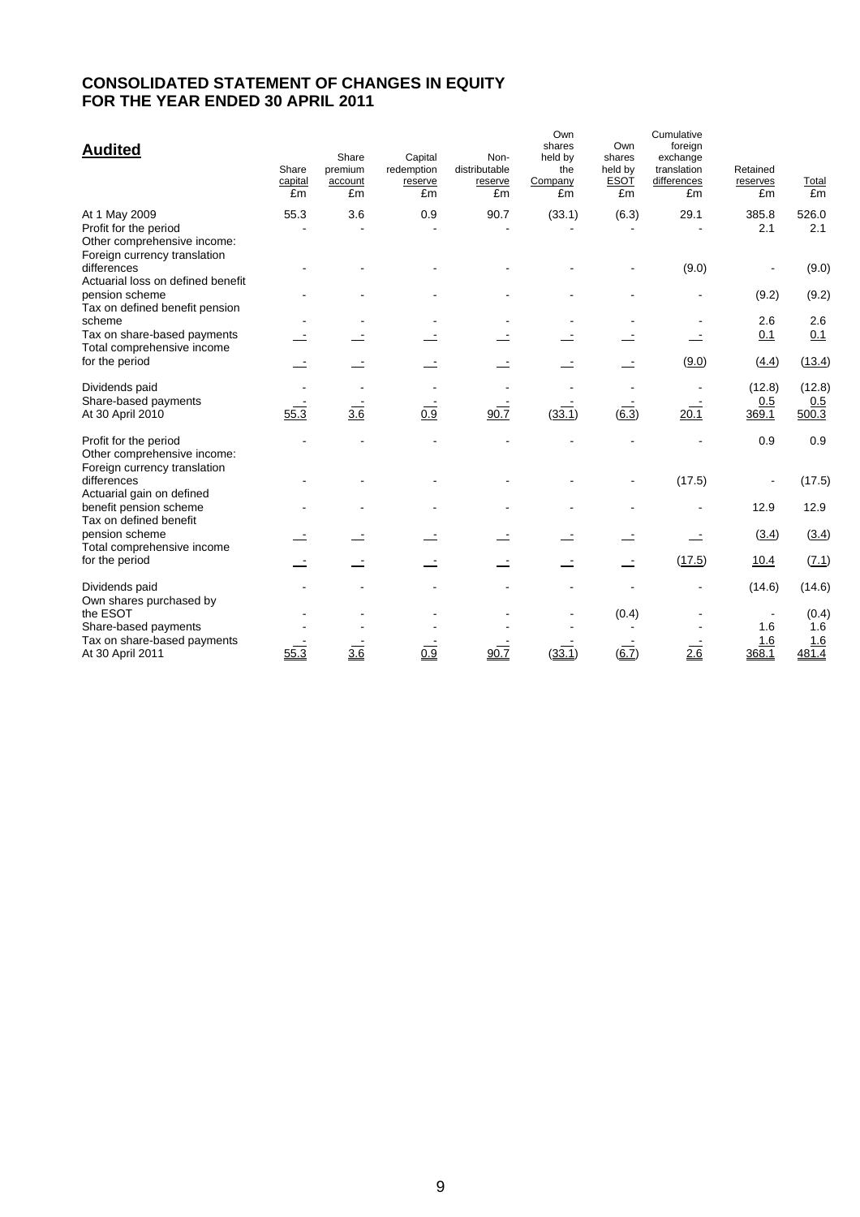# CONSOLIDATED STATEMENT OF CHANGES IN EQUITY
# FOR THE YEAR ENDED 30 APRIL 2011

## Audited

| | Share capital £m | Share premium account £m | Capital redemption reserve £m | Non-distributable reserve £m | Own shares held by the Company £m | Own shares held by ESOT £m | Cumulative foreign exchange translation differences £m | Retained reserves £m | Total £m |
|---|---|---|---|---|---|---|---|---|---|
| At 1 May 2009 | 55.3 | 3.6 | 0.9 | 90.7 | (33.1) | (6.3) | 29.1 | 385.8 | 526.0 |
| Profit for the period | - | - | - | - | - | - | - | 2.1 | 2.1 |
| Other comprehensive income: | | | | | | | | | |
| Foreign currency translation differences | - | - | - | - | - | - | (9.0) | - | (9.0) |
| Actuarial loss on defined benefit pension scheme | - | - | - | - | - | - | - | (9.2) | (9.2) |
| Tax on defined benefit pension scheme | - | - | - | - | - | - | - | 2.6 | 2.6 |
| Tax on share-based payments | - | - | - | - | - | - | - | 0.1 | 0.1 |
| Total comprehensive income for the period | - | - | - | - | - | - | (9.0) | (4.4) | (13.4) |
| Dividends paid | - | - | - | - | - | - | - | (12.8) | (12.8) |
| Share-based payments | - | - | - | - | - | - | - | 0.5 | 0.5 |
| At 30 April 2010 | 55.3 | 3.6 | 0.9 | 90.7 | (33.1) | (6.3) | 20.1 | 369.1 | 500.3 |
| Profit for the period | - | - | - | - | - | - | - | 0.9 | 0.9 |
| Other comprehensive income: | | | | | | | | | |
| Foreign currency translation differences | - | - | - | - | - | - | (17.5) | - | (17.5) |
| Actuarial gain on defined benefit pension scheme | - | - | - | - | - | - | - | 12.9 | 12.9 |
| Tax on defined benefit pension scheme | - | - | - | - | - | - | - | (3.4) | (3.4) |
| Total comprehensive income for the period | - | - | - | - | - | - | (17.5) | 10.4 | (7.1) |
| Dividends paid | - | - | - | - | - | - | - | (14.6) | (14.6) |
| Own shares purchased by the ESOT | - | - | - | - | - | (0.4) | - | - | (0.4) |
| Share-based payments | - | - | - | - | - | - | - | 1.6 | 1.6 |
| Tax on share-based payments | - | - | - | - | - | - | - | 1.6 | 1.6 |
| At 30 April 2011 | 55.3 | 3.6 | 0.9 | 90.7 | (33.1) | (6.7) | 2.6 | 368.1 | 481.4 |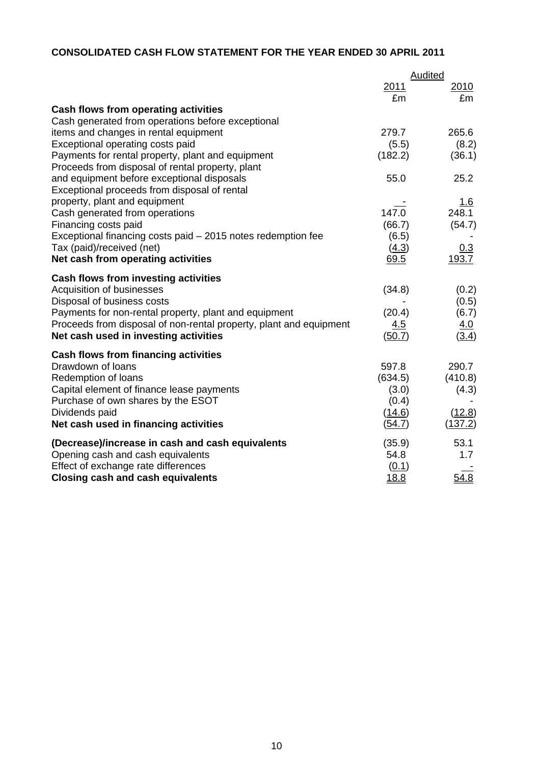**CONSOLIDATED CASH FLOW STATEMENT FOR THE YEAR ENDED 30 APRIL 2011**

| | Audited | |
|---|---|---|
| | 2011 | 2010 |
| | £m | £m |
| **Cash flows from operating activities** | | |
| Cash generated from operations before exceptional items and changes in rental equipment | 279.7 | 265.6 |
| Exceptional operating costs paid | (5.5) | (8.2) |
| Payments for rental property, plant and equipment | (182.2) | (36.1) |
| Proceeds from disposal of rental property, plant and equipment before exceptional disposals | 55.0 | 25.2 |
| Exceptional proceeds from disposal of rental property, plant and equipment | - | 1.6 |
| Cash generated from operations | 147.0 | 248.1 |
| Financing costs paid | (66.7) | (54.7) |
| Exceptional financing costs paid – 2015 notes redemption fee | (6.5) | - |
| Tax (paid)/received (net) | (4.3) | 0.3 |
| **Net cash from operating activities** | 69.5 | 193.7 |
| **Cash flows from investing activities** | | |
| Acquisition of businesses | (34.8) | (0.2) |
| Disposal of business costs | - | (0.5) |
| Payments for non-rental property, plant and equipment | (20.4) | (6.7) |
| Proceeds from disposal of non-rental property, plant and equipment | 4.5 | 4.0 |
| **Net cash used in investing activities** | (50.7) | (3.4) |
| **Cash flows from financing activities** | | |
| Drawdown of loans | 597.8 | 290.7 |
| Redemption of loans | (634.5) | (410.8) |
| Capital element of finance lease payments | (3.0) | (4.3) |
| Purchase of own shares by the ESOT | (0.4) | - |
| Dividends paid | (14.6) | (12.8) |
| **Net cash used in financing activities** | (54.7) | (137.2) |
| **(Decrease)/increase in cash and cash equivalents** | (35.9) | 53.1 |
| Opening cash and cash equivalents | 54.8 | 1.7 |
| Effect of exchange rate differences | (0.1) | - |
| **Closing cash and cash equivalents** | 18.8 | 54.8 |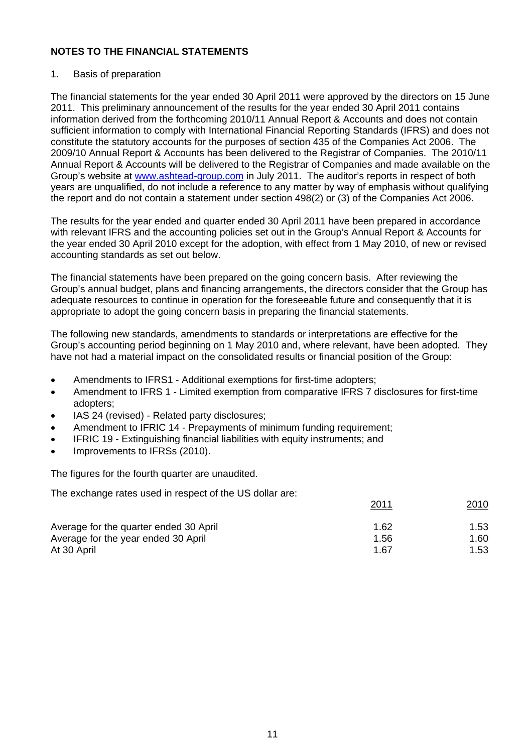## NOTES TO THE FINANCIAL STATEMENTS

1. Basis of preparation

The financial statements for the year ended 30 April 2011 were approved by the directors on 15 June 2011. This preliminary announcement of the results for the year ended 30 April 2011 contains information derived from the forthcoming 2010/11 Annual Report & Accounts and does not contain sufficient information to comply with International Financial Reporting Standards (IFRS) and does not constitute the statutory accounts for the purposes of section 435 of the Companies Act 2006. The 2009/10 Annual Report & Accounts has been delivered to the Registrar of Companies. The 2010/11 Annual Report & Accounts will be delivered to the Registrar of Companies and made available on the Group's website at www.ashtead-group.com in July 2011. The auditor's reports in respect of both years are unqualified, do not include a reference to any matter by way of emphasis without qualifying the report and do not contain a statement under section 498(2) or (3) of the Companies Act 2006.

The results for the year ended and quarter ended 30 April 2011 have been prepared in accordance with relevant IFRS and the accounting policies set out in the Group's Annual Report & Accounts for the year ended 30 April 2010 except for the adoption, with effect from 1 May 2010, of new or revised accounting standards as set out below.

The financial statements have been prepared on the going concern basis. After reviewing the Group's annual budget, plans and financing arrangements, the directors consider that the Group has adequate resources to continue in operation for the foreseeable future and consequently that it is appropriate to adopt the going concern basis in preparing the financial statements.

The following new standards, amendments to standards or interpretations are effective for the Group's accounting period beginning on 1 May 2010 and, where relevant, have been adopted. They have not had a material impact on the consolidated results or financial position of the Group:

- Amendments to IFRS1 - Additional exemptions for first-time adopters;
- Amendment to IFRS 1 - Limited exemption from comparative IFRS 7 disclosures for first-time adopters;
- IAS 24 (revised) - Related party disclosures;
- Amendment to IFRIC 14 - Prepayments of minimum funding requirement;
- IFRIC 19 - Extinguishing financial liabilities with equity instruments; and
- Improvements to IFRSs (2010).

The figures for the fourth quarter are unaudited.

The exchange rates used in respect of the US dollar are:

| | 2011 | 2010 |
|---|---|---|
| Average for the quarter ended 30 April | 1.62 | 1.53 |
| Average for the year ended 30 April | 1.56 | 1.60 |
| At 30 April | 1.67 | 1.53 |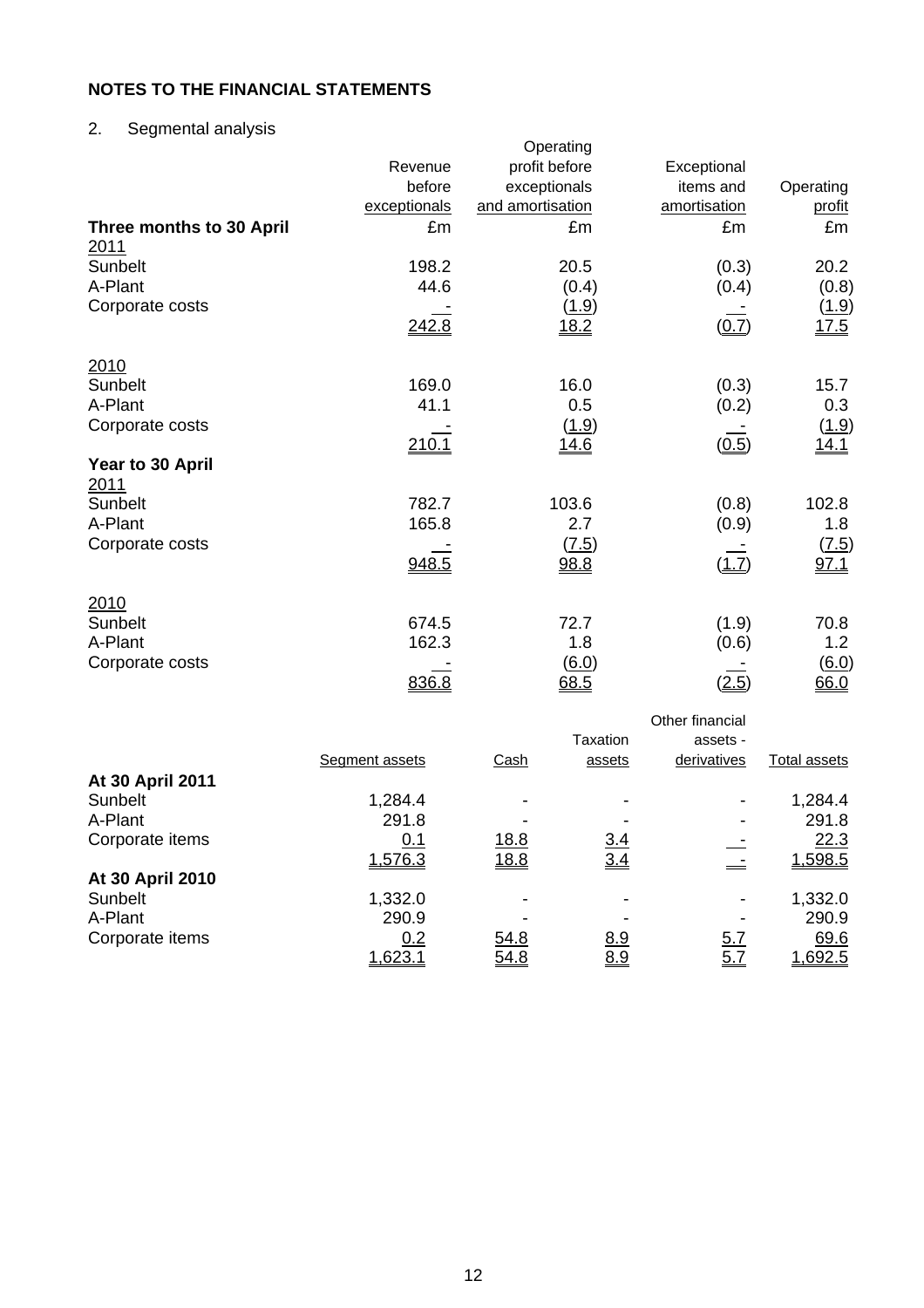## NOTES TO THE FINANCIAL STATEMENTS

2. Segmental analysis

| | Revenue before exceptionals | Operating profit before exceptionals and amortisation | Exceptional items and amortisation | Operating profit |
|---|---|---|---|---|
| **Three months to 30 April** | £m | £m | £m | £m |
| 2011 | | | | |
| Sunbelt | 198.2 | 20.5 | (0.3) | 20.2 |
| A-Plant | 44.6 | (0.4) | (0.4) | (0.8) |
| Corporate costs | - | (1.9) | - | (1.9) |
| | 242.8 | 18.2 | (0.7) | 17.5 |
| 2010 | | | | |
| Sunbelt | 169.0 | 16.0 | (0.3) | 15.7 |
| A-Plant | 41.1 | 0.5 | (0.2) | 0.3 |
| Corporate costs | - | (1.9) | - | (1.9) |
| | 210.1 | 14.6 | (0.5) | 14.1 |
| **Year to 30 April** | | | | |
| 2011 | | | | |
| Sunbelt | 782.7 | 103.6 | (0.8) | 102.8 |
| A-Plant | 165.8 | 2.7 | (0.9) | 1.8 |
| Corporate costs | - | (7.5) | - | (7.5) |
| | 948.5 | 98.8 | (1.7) | 97.1 |
| 2010 | | | | |
| Sunbelt | 674.5 | 72.7 | (1.9) | 70.8 |
| A-Plant | 162.3 | 1.8 | (0.6) | 1.2 |
| Corporate costs | - | (6.0) | - | (6.0) |
| | 836.8 | 68.5 | (2.5) | 66.0 |

| | Segment assets | Cash | Taxation assets | Other financial assets - derivatives | Total assets |
|---|---|---|---|---|---|
| **At 30 April 2011** | | | | | |
| Sunbelt | 1,284.4 | - | - | - | 1,284.4 |
| A-Plant | 291.8 | - | - | - | 291.8 |
| Corporate items | 0.1 | 18.8 | 3.4 | - | 22.3 |
| | 1,576.3 | 18.8 | 3.4 | - | 1,598.5 |
| **At 30 April 2010** | | | | | |
| Sunbelt | 1,332.0 | - | - | - | 1,332.0 |
| A-Plant | 290.9 | - | - | - | 290.9 |
| Corporate items | 0.2 | 54.8 | 8.9 | 5.7 | 69.6 |
| | 1,623.1 | 54.8 | 8.9 | 5.7 | 1,692.5 |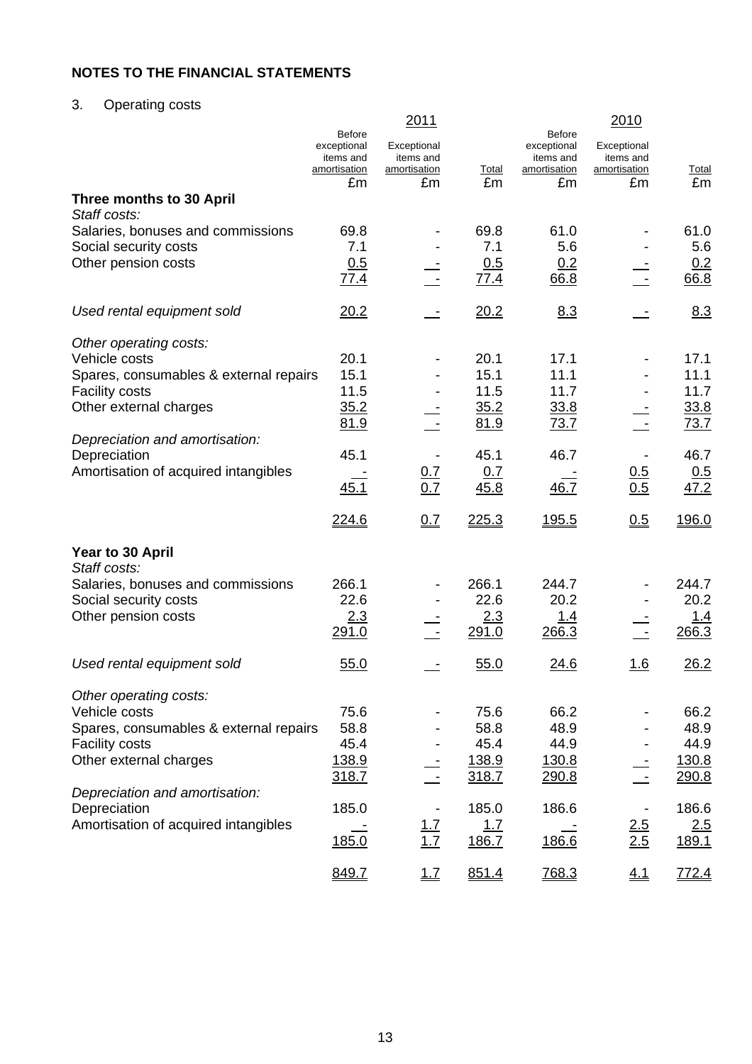## NOTES TO THE FINANCIAL STATEMENTS

3. Operating costs

| | 2011 | | | 2010 | | |
|---|---|---|---|---|---|---|
| | Before exceptional items and amortisation £m | Exceptional items and amortisation £m | Total £m | Before exceptional items and amortisation £m | Exceptional items and amortisation £m | Total £m |
| **Three months to 30 April** | | | | | | |
| *Staff costs:* | | | | | | |
| Salaries, bonuses and commissions | 69.8 | - | 69.8 | 61.0 | - | 61.0 |
| Social security costs | 7.1 | - | 7.1 | 5.6 | - | 5.6 |
| Other pension costs | 0.5 | - | 0.5 | 0.2 | - | 0.2 |
| | 77.4 | - | 77.4 | 66.8 | - | 66.8 |
| *Used rental equipment sold* | 20.2 | - | 20.2 | 8.3 | - | 8.3 |
| *Other operating costs:* | | | | | | |
| Vehicle costs | 20.1 | - | 20.1 | 17.1 | - | 17.1 |
| Spares, consumables & external repairs | 15.1 | - | 15.1 | 11.1 | - | 11.1 |
| Facility costs | 11.5 | - | 11.5 | 11.7 | - | 11.7 |
| Other external charges | 35.2 | - | 35.2 | 33.8 | - | 33.8 |
| | 81.9 | - | 81.9 | 73.7 | - | 73.7 |
| *Depreciation and amortisation:* | | | | | | |
| Depreciation | 45.1 | - | 45.1 | 46.7 | - | 46.7 |
| Amortisation of acquired intangibles | - | 0.7 | 0.7 | - | 0.5 | 0.5 |
| | 45.1 | 0.7 | 45.8 | 46.7 | 0.5 | 47.2 |
| | 224.6 | 0.7 | 225.3 | 195.5 | 0.5 | 196.0 |
| **Year to 30 April** | | | | | | |
| *Staff costs:* | | | | | | |
| Salaries, bonuses and commissions | 266.1 | - | 266.1 | 244.7 | - | 244.7 |
| Social security costs | 22.6 | - | 22.6 | 20.2 | - | 20.2 |
| Other pension costs | 2.3 | - | 2.3 | 1.4 | - | 1.4 |
| | 291.0 | - | 291.0 | 266.3 | - | 266.3 |
| *Used rental equipment sold* | 55.0 | - | 55.0 | 24.6 | 1.6 | 26.2 |
| *Other operating costs:* | | | | | | |
| Vehicle costs | 75.6 | - | 75.6 | 66.2 | - | 66.2 |
| Spares, consumables & external repairs | 58.8 | - | 58.8 | 48.9 | - | 48.9 |
| Facility costs | 45.4 | - | 45.4 | 44.9 | - | 44.9 |
| Other external charges | 138.9 | - | 138.9 | 130.8 | - | 130.8 |
| | 318.7 | - | 318.7 | 290.8 | - | 290.8 |
| *Depreciation and amortisation:* | | | | | | |
| Depreciation | 185.0 | - | 185.0 | 186.6 | - | 186.6 |
| Amortisation of acquired intangibles | - | 1.7 | 1.7 | - | 2.5 | 2.5 |
| | 185.0 | 1.7 | 186.7 | 186.6 | 2.5 | 189.1 |
| | 849.7 | 1.7 | 851.4 | 768.3 | 4.1 | 772.4 |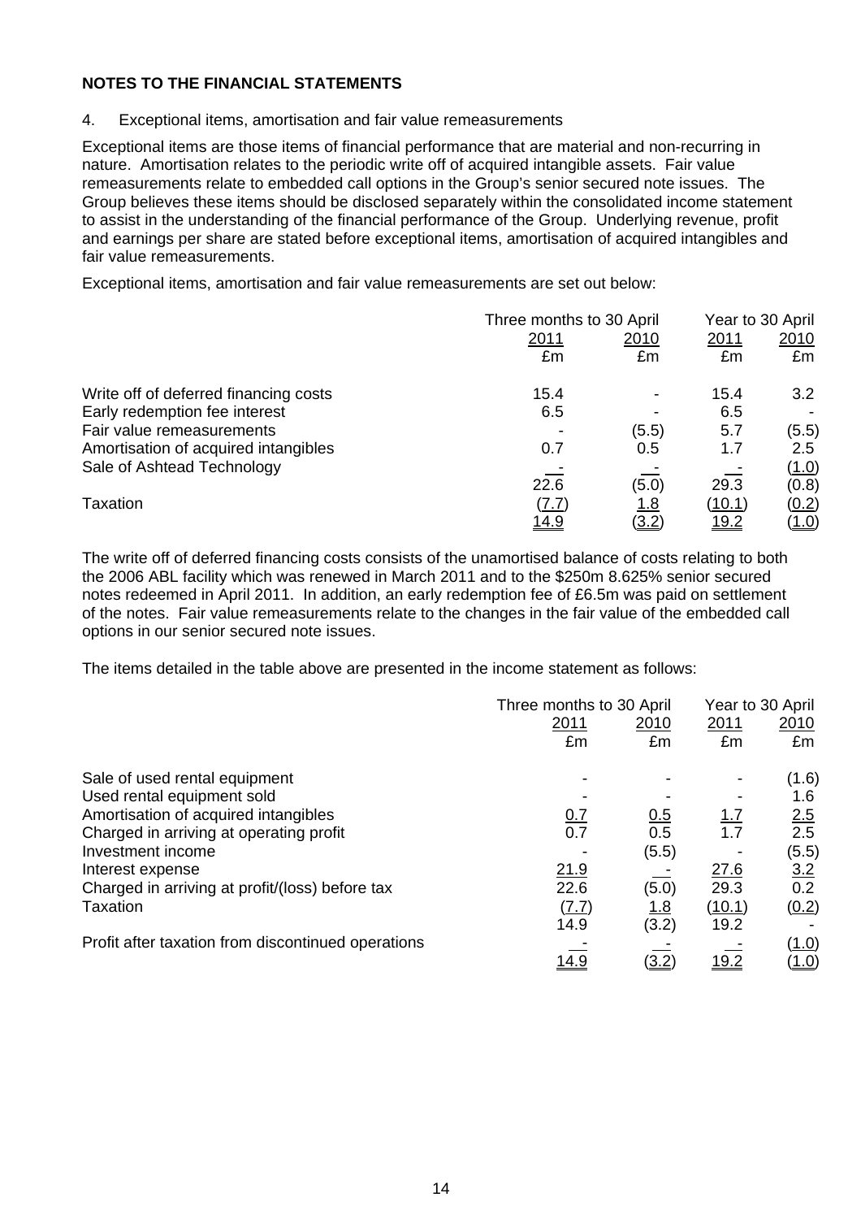**NOTES TO THE FINANCIAL STATEMENTS**

4. Exceptional items, amortisation and fair value remeasurements

Exceptional items are those items of financial performance that are material and non-recurring in nature. Amortisation relates to the periodic write off of acquired intangible assets. Fair value remeasurements relate to embedded call options in the Group's senior secured note issues. The Group believes these items should be disclosed separately within the consolidated income statement to assist in the understanding of the financial performance of the Group. Underlying revenue, profit and earnings per share are stated before exceptional items, amortisation of acquired intangibles and fair value remeasurements.

Exceptional items, amortisation and fair value remeasurements are set out below:

| | Three months to 30 April | | Year to 30 April | |
|---|---|---|---|---|
| | 2011 | 2010 | 2011 | 2010 |
| | £m | £m | £m | £m |
| Write off of deferred financing costs | 15.4 | - | 15.4 | 3.2 |
| Early redemption fee interest | 6.5 | - | 6.5 | - |
| Fair value remeasurements | - | (5.5) | 5.7 | (5.5) |
| Amortisation of acquired intangibles | 0.7 | 0.5 | 1.7 | 2.5 |
| Sale of Ashtead Technology | - | - | - | (1.0) |
| | 22.6 | (5.0) | 29.3 | (0.8) |
| Taxation | (7.7) | 1.8 | (10.1) | (0.2) |
| | 14.9 | (3.2) | 19.2 | (1.0) |

The write off of deferred financing costs consists of the unamortised balance of costs relating to both the 2006 ABL facility which was renewed in March 2011 and to the $250m 8.625% senior secured notes redeemed in April 2011. In addition, an early redemption fee of £6.5m was paid on settlement of the notes. Fair value remeasurements relate to the changes in the fair value of the embedded call options in our senior secured note issues.

The items detailed in the table above are presented in the income statement as follows:

| | Three months to 30 April | | Year to 30 April | |
|---|---|---|---|---|
| | 2011 | 2010 | 2011 | 2010 |
| | £m | £m | £m | £m |
| Sale of used rental equipment | - | - | - | (1.6) |
| Used rental equipment sold | - | - | - | 1.6 |
| Amortisation of acquired intangibles | 0.7 | 0.5 | 1.7 | 2.5 |
| Charged in arriving at operating profit | 0.7 | 0.5 | 1.7 | 2.5 |
| Investment income | - | (5.5) | - | (5.5) |
| Interest expense | 21.9 | - | 27.6 | 3.2 |
| Charged in arriving at profit/(loss) before tax | 22.6 | (5.0) | 29.3 | 0.2 |
| Taxation | (7.7) | 1.8 | (10.1) | (0.2) |
| | 14.9 | (3.2) | 19.2 | - |
| Profit after taxation from discontinued operations | - | - | - | (1.0) |
| | 14.9 | (3.2) | 19.2 | (1.0) |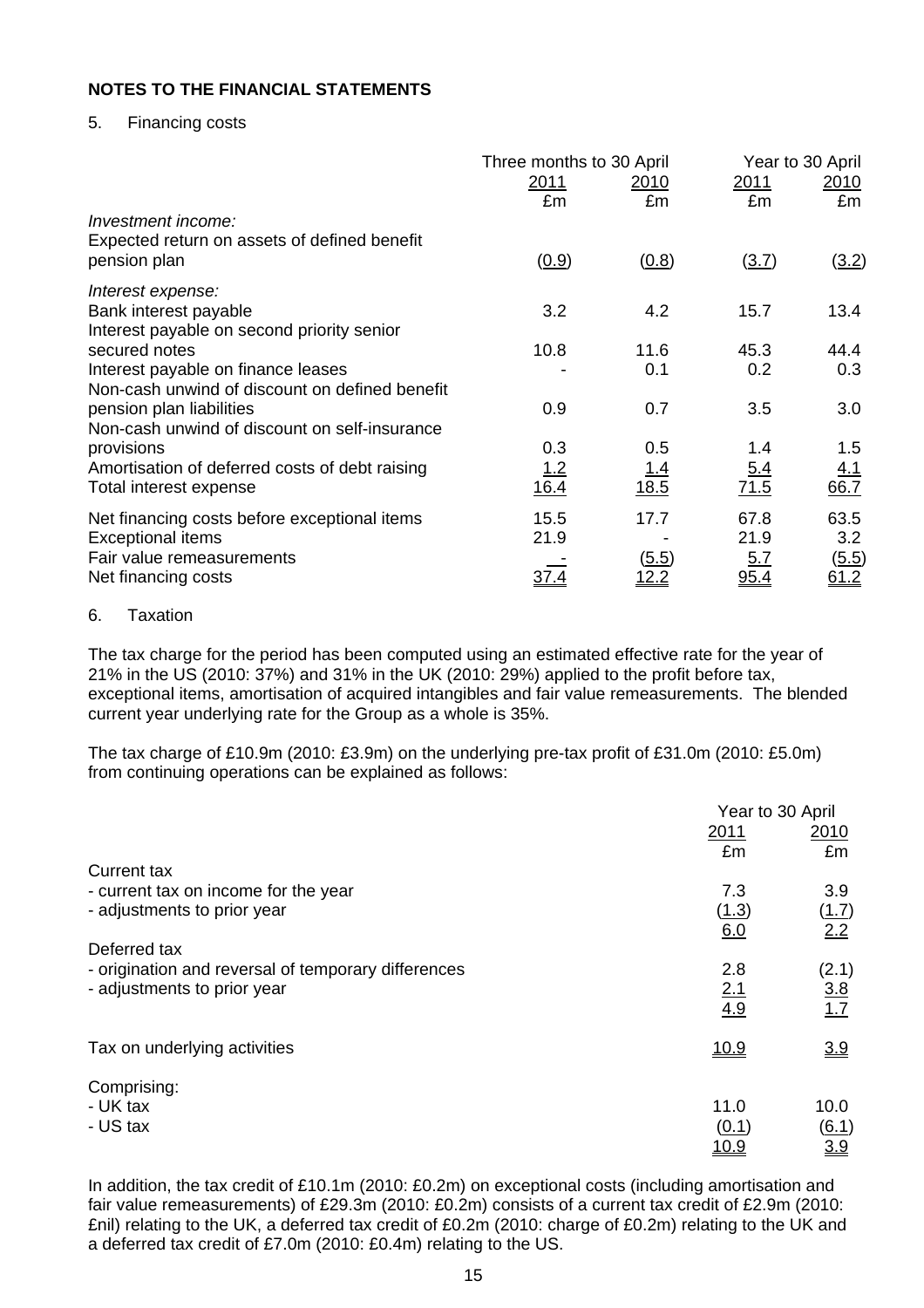**NOTES TO THE FINANCIAL STATEMENTS**

5. Financing costs

| | Three months to 30 April | | Year to 30 April | |
|---|---|---|---|---|
| | 2011 | 2010 | 2011 | 2010 |
| | £m | £m | £m | £m |
| *Investment income:* | | | | |
| Expected return on assets of defined benefit pension plan | (0.9) | (0.8) | (3.7) | (3.2) |
| *Interest expense:* | | | | |
| Bank interest payable | 3.2 | 4.2 | 15.7 | 13.4 |
| Interest payable on second priority senior secured notes | 10.8 | 11.6 | 45.3 | 44.4 |
| Interest payable on finance leases | - | 0.1 | 0.2 | 0.3 |
| Non-cash unwind of discount on defined benefit pension plan liabilities | 0.9 | 0.7 | 3.5 | 3.0 |
| Non-cash unwind of discount on self-insurance provisions | 0.3 | 0.5 | 1.4 | 1.5 |
| Amortisation of deferred costs of debt raising | 1.2 | 1.4 | 5.4 | 4.1 |
| Total interest expense | 16.4 | 18.5 | 71.5 | 66.7 |
| Net financing costs before exceptional items | 15.5 | 17.7 | 67.8 | 63.5 |
| Exceptional items | 21.9 | - | 21.9 | 3.2 |
| Fair value remeasurements | - | (5.5) | 5.7 | (5.5) |
| Net financing costs | 37.4 | 12.2 | 95.4 | 61.2 |

6. Taxation

The tax charge for the period has been computed using an estimated effective rate for the year of 21% in the US (2010: 37%) and 31% in the UK (2010: 29%) applied to the profit before tax, exceptional items, amortisation of acquired intangibles and fair value remeasurements. The blended current year underlying rate for the Group as a whole is 35%.

The tax charge of £10.9m (2010: £3.9m) on the underlying pre-tax profit of £31.0m (2010: £5.0m) from continuing operations can be explained as follows:

| | Year to 30 April | |
|---|---|---|
| | 2011 | 2010 |
| | £m | £m |
| Current tax | | |
| - current tax on income for the year | 7.3 | 3.9 |
| - adjustments to prior year | (1.3) | (1.7) |
| | 6.0 | 2.2 |
| Deferred tax | | |
| - origination and reversal of temporary differences | 2.8 | (2.1) |
| - adjustments to prior year | 2.1 | 3.8 |
| | 4.9 | 1.7 |
| Tax on underlying activities | 10.9 | 3.9 |
| Comprising: | | |
| - UK tax | 11.0 | 10.0 |
| - US tax | (0.1) | (6.1) |
| | 10.9 | 3.9 |

In addition, the tax credit of £10.1m (2010: £0.2m) on exceptional costs (including amortisation and fair value remeasurements) of £29.3m (2010: £0.2m) consists of a current tax credit of £2.9m (2010: £nil) relating to the UK, a deferred tax credit of £0.2m (2010: charge of £0.2m) relating to the UK and a deferred tax credit of £7.0m (2010: £0.4m) relating to the US.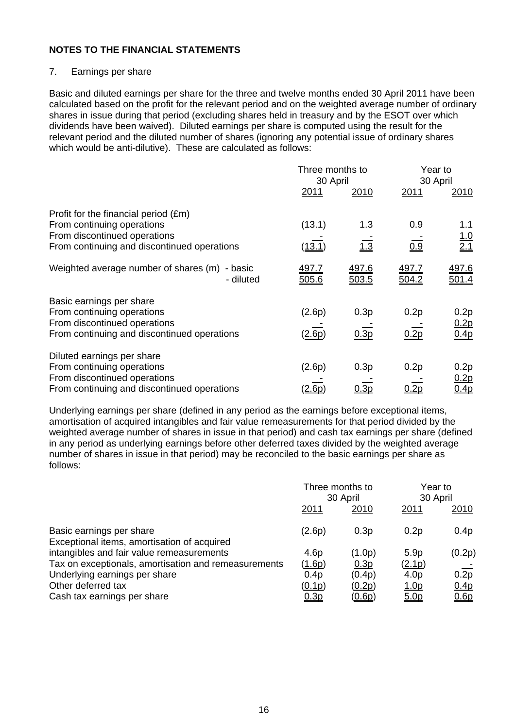## NOTES TO THE FINANCIAL STATEMENTS

7. Earnings per share

Basic and diluted earnings per share for the three and twelve months ended 30 April 2011 have been calculated based on the profit for the relevant period and on the weighted average number of ordinary shares in issue during that period (excluding shares held in treasury and by the ESOT over which dividends have been waived). Diluted earnings per share is computed using the result for the relevant period and the diluted number of shares (ignoring any potential issue of ordinary shares which would be anti-dilutive). These are calculated as follows:

| | Three months to 30 April | | Year to 30 April | |
|---|---|---|---|---|
| | 2011 | 2010 | 2011 | 2010 |
| Profit for the financial period (£m) | | | | |
| From continuing operations | (13.1) | 1.3 | 0.9 | 1.1 |
| From discontinued operations | - | - | - | 1.0 |
| From continuing and discontinued operations | (13.1) | 1.3 | 0.9 | 2.1 |
| Weighted average number of shares (m) - basic | 497.7 | 497.6 | 497.7 | 497.6 |
| - diluted | 505.6 | 503.5 | 504.2 | 501.4 |
| Basic earnings per share | | | | |
| From continuing operations | (2.6p) | 0.3p | 0.2p | 0.2p |
| From discontinued operations | - | - | - | 0.2p |
| From continuing and discontinued operations | (2.6p) | 0.3p | 0.2p | 0.4p |
| Diluted earnings per share | | | | |
| From continuing operations | (2.6p) | 0.3p | 0.2p | 0.2p |
| From discontinued operations | - | - | - | 0.2p |
| From continuing and discontinued operations | (2.6p) | 0.3p | 0.2p | 0.4p |

Underlying earnings per share (defined in any period as the earnings before exceptional items, amortisation of acquired intangibles and fair value remeasurements for that period divided by the weighted average number of shares in issue in that period) and cash tax earnings per share (defined in any period as underlying earnings before other deferred taxes divided by the weighted average number of shares in issue in that period) may be reconciled to the basic earnings per share as follows:

| | Three months to 30 April | | Year to 30 April | |
|---|---|---|---|---|
| | 2011 | 2010 | 2011 | 2010 |
| Basic earnings per share | (2.6p) | 0.3p | 0.2p | 0.4p |
| Exceptional items, amortisation of acquired intangibles and fair value remeasurements | 4.6p | (1.0p) | 5.9p | (0.2p) |
| Tax on exceptionals, amortisation and remeasurements | (1.6p) | 0.3p | (2.1p) | - |
| Underlying earnings per share | 0.4p | (0.4p) | 4.0p | 0.2p |
| Other deferred tax | (0.1p) | (0.2p) | 1.0p | 0.4p |
| Cash tax earnings per share | 0.3p | (0.6p) | 5.0p | 0.6p |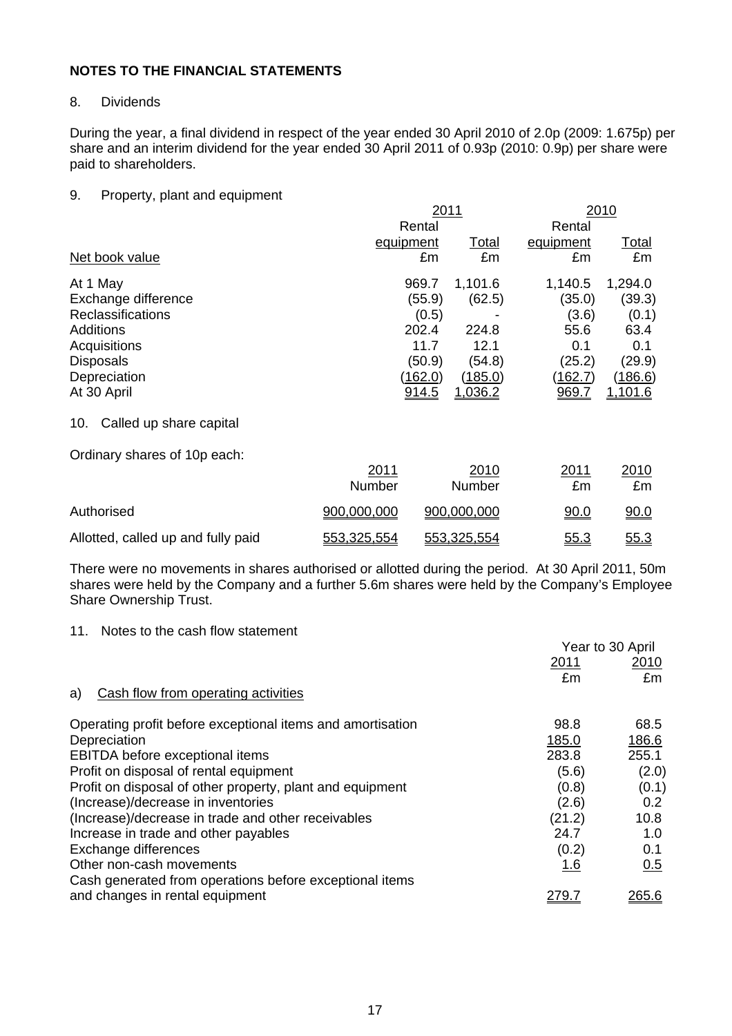## NOTES TO THE FINANCIAL STATEMENTS

8. Dividends

During the year, a final dividend in respect of the year ended 30 April 2010 of 2.0p (2009: 1.675p) per share and an interim dividend for the year ended 30 April 2011 of 0.93p (2010: 0.9p) per share were paid to shareholders.

9. Property, plant and equipment

| | 2011 | | 2010 | |
|---|---|---|---|---|
| | Rental equipment | Total | Rental equipment | Total |
| Net book value | £m | £m | £m | £m |
| At 1 May | 969.7 | 1,101.6 | 1,140.5 | 1,294.0 |
| Exchange difference | (55.9) | (62.5) | (35.0) | (39.3) |
| Reclassifications | (0.5) | - | (3.6) | (0.1) |
| Additions | 202.4 | 224.8 | 55.6 | 63.4 |
| Acquisitions | 11.7 | 12.1 | 0.1 | 0.1 |
| Disposals | (50.9) | (54.8) | (25.2) | (29.9) |
| Depreciation | (162.0) | (185.0) | (162.7) | (186.6) |
| At 30 April | 914.5 | 1,036.2 | 969.7 | 1,101.6 |

10. Called up share capital

Ordinary shares of 10p each:

| | 2011 Number | 2010 Number | 2011 £m | 2010 £m |
|---|---|---|---|---|
| Authorised | 900,000,000 | 900,000,000 | 90.0 | 90.0 |
| Allotted, called up and fully paid | 553,325,554 | 553,325,554 | 55.3 | 55.3 |

There were no movements in shares authorised or allotted during the period. At 30 April 2011, 50m shares were held by the Company and a further 5.6m shares were held by the Company's Employee Share Ownership Trust.

11. Notes to the cash flow statement

| | Year to 30 April | |
|---|---|---|
| | 2011 | 2010 |
| | £m | £m |
| a) Cash flow from operating activities | | |
| Operating profit before exceptional items and amortisation | 98.8 | 68.5 |
| Depreciation | 185.0 | 186.6 |
| EBITDA before exceptional items | 283.8 | 255.1 |
| Profit on disposal of rental equipment | (5.6) | (2.0) |
| Profit on disposal of other property, plant and equipment | (0.8) | (0.1) |
| (Increase)/decrease in inventories | (2.6) | 0.2 |
| (Increase)/decrease in trade and other receivables | (21.2) | 10.8 |
| Increase in trade and other payables | 24.7 | 1.0 |
| Exchange differences | (0.2) | 0.1 |
| Other non-cash movements | 1.6 | 0.5 |
| Cash generated from operations before exceptional items and changes in rental equipment | 279.7 | 265.6 |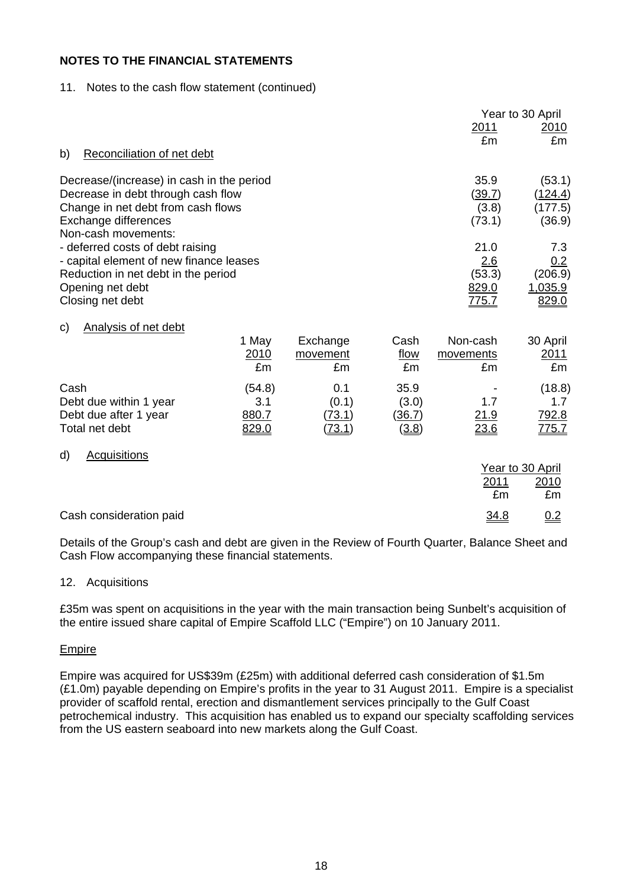**NOTES TO THE FINANCIAL STATEMENTS**

11. Notes to the cash flow statement (continued)

b) Reconciliation of net debt

| | Year to 30 April 2011 £m | 2010 £m |
|---|---|---|
| Decrease/(increase) in cash in the period | 35.9 | (53.1) |
| Decrease in debt through cash flow | (39.7) | (124.4) |
| Change in net debt from cash flows | (3.8) | (177.5) |
| Exchange differences | (73.1) | (36.9) |
| Non-cash movements: | | |
| - deferred costs of debt raising | 21.0 | 7.3 |
| - capital element of new finance leases | 2.6 | 0.2 |
| Reduction in net debt in the period | (53.3) | (206.9) |
| Opening net debt | 829.0 | 1,035.9 |
| Closing net debt | 775.7 | 829.0 |

c) Analysis of net debt

| | 1 May 2010 £m | Exchange movement £m | Cash flow £m | Non-cash movements £m | 30 April 2011 £m |
|---|---|---|---|---|---|
| Cash | (54.8) | 0.1 | 35.9 | - | (18.8) |
| Debt due within 1 year | 3.1 | (0.1) | (3.0) | 1.7 | 1.7 |
| Debt due after 1 year | 880.7 | (73.1) | (36.7) | 21.9 | 792.8 |
| Total net debt | 829.0 | (73.1) | (3.8) | 23.6 | 775.7 |

d) Acquisitions

| | Year to 30 April 2011 £m | 2010 £m |
|---|---|---|
| Cash consideration paid | 34.8 | 0.2 |

Details of the Group's cash and debt are given in the Review of Fourth Quarter, Balance Sheet and Cash Flow accompanying these financial statements.

12. Acquisitions

£35m was spent on acquisitions in the year with the main transaction being Sunbelt's acquisition of the entire issued share capital of Empire Scaffold LLC ("Empire") on 10 January 2011.

Empire

Empire was acquired for US$39m (£25m) with additional deferred cash consideration of $1.5m (£1.0m) payable depending on Empire's profits in the year to 31 August 2011. Empire is a specialist provider of scaffold rental, erection and dismantlement services principally to the Gulf Coast petrochemical industry. This acquisition has enabled us to expand our specialty scaffolding services from the US eastern seaboard into new markets along the Gulf Coast.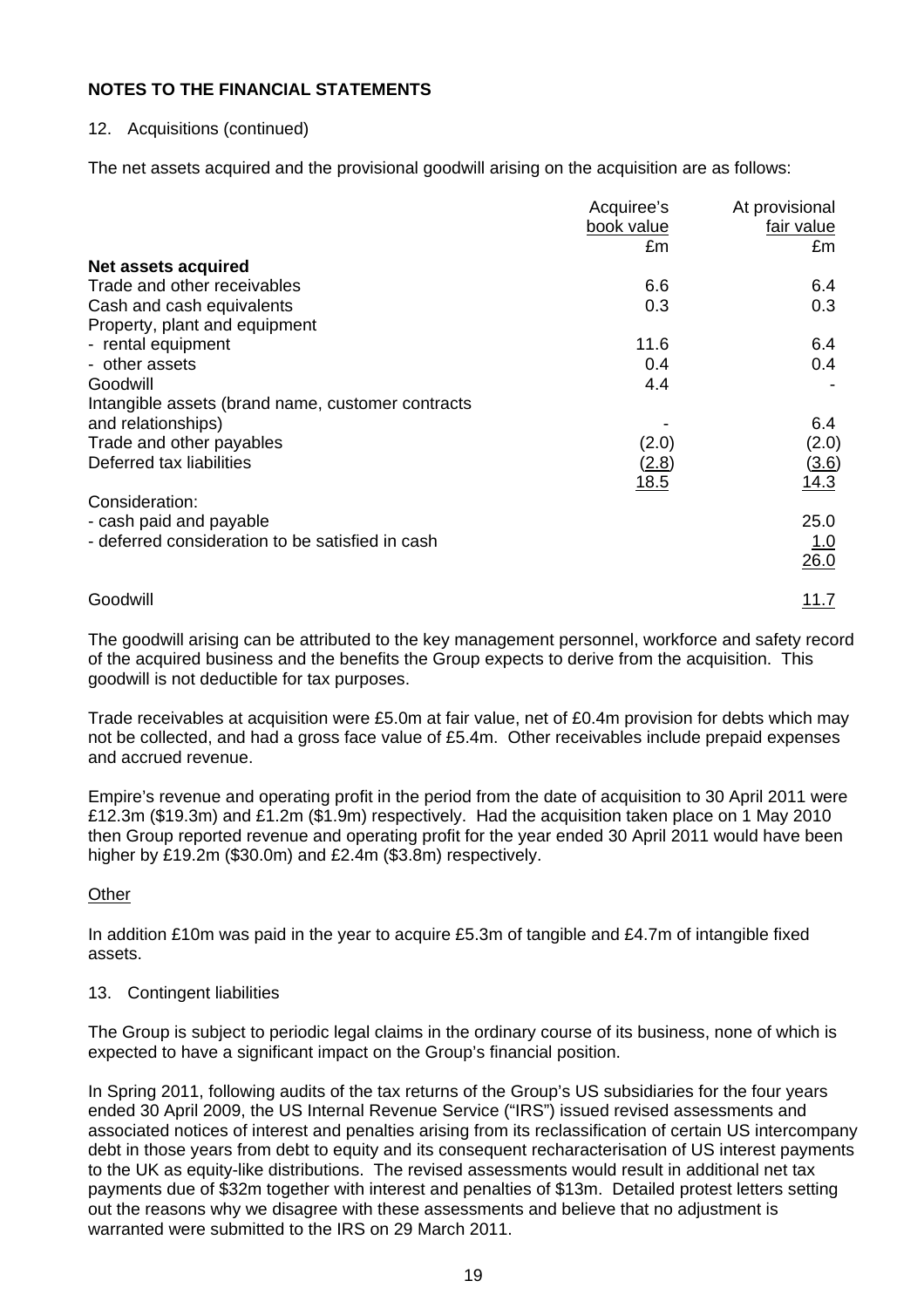**NOTES TO THE FINANCIAL STATEMENTS**

12. Acquisitions (continued)

The net assets acquired and the provisional goodwill arising on the acquisition are as follows:

| | Acquiree's book value | At provisional fair value |
|---|---|---|
| | £m | £m |
| **Net assets acquired** | | |
| Trade and other receivables | 6.6 | 6.4 |
| Cash and cash equivalents | 0.3 | 0.3 |
| Property, plant and equipment | | |
| - rental equipment | 11.6 | 6.4 |
| - other assets | 0.4 | 0.4 |
| Goodwill | 4.4 | - |
| Intangible assets (brand name, customer contracts and relationships) | - | 6.4 |
| Trade and other payables | (2.0) | (2.0) |
| Deferred tax liabilities | (2.8) | (3.6) |
| | 18.5 | 14.3 |
| Consideration: | | |
| - cash paid and payable | | 25.0 |
| - deferred consideration to be satisfied in cash | | 1.0 |
| | | 26.0 |
| Goodwill | | 11.7 |

The goodwill arising can be attributed to the key management personnel, workforce and safety record of the acquired business and the benefits the Group expects to derive from the acquisition. This goodwill is not deductible for tax purposes.

Trade receivables at acquisition were £5.0m at fair value, net of £0.4m provision for debts which may not be collected, and had a gross face value of £5.4m. Other receivables include prepaid expenses and accrued revenue.

Empire's revenue and operating profit in the period from the date of acquisition to 30 April 2011 were £12.3m ($19.3m) and £1.2m ($1.9m) respectively. Had the acquisition taken place on 1 May 2010 then Group reported revenue and operating profit for the year ended 30 April 2011 would have been higher by £19.2m ($30.0m) and £2.4m ($3.8m) respectively.

Other

In addition £10m was paid in the year to acquire £5.3m of tangible and £4.7m of intangible fixed assets.

13. Contingent liabilities

The Group is subject to periodic legal claims in the ordinary course of its business, none of which is expected to have a significant impact on the Group's financial position.

In Spring 2011, following audits of the tax returns of the Group's US subsidiaries for the four years ended 30 April 2009, the US Internal Revenue Service ("IRS") issued revised assessments and associated notices of interest and penalties arising from its reclassification of certain US intercompany debt in those years from debt to equity and its consequent recharacterisation of US interest payments to the UK as equity-like distributions. The revised assessments would result in additional net tax payments due of $32m together with interest and penalties of $13m. Detailed protest letters setting out the reasons why we disagree with these assessments and believe that no adjustment is warranted were submitted to the IRS on 29 March 2011.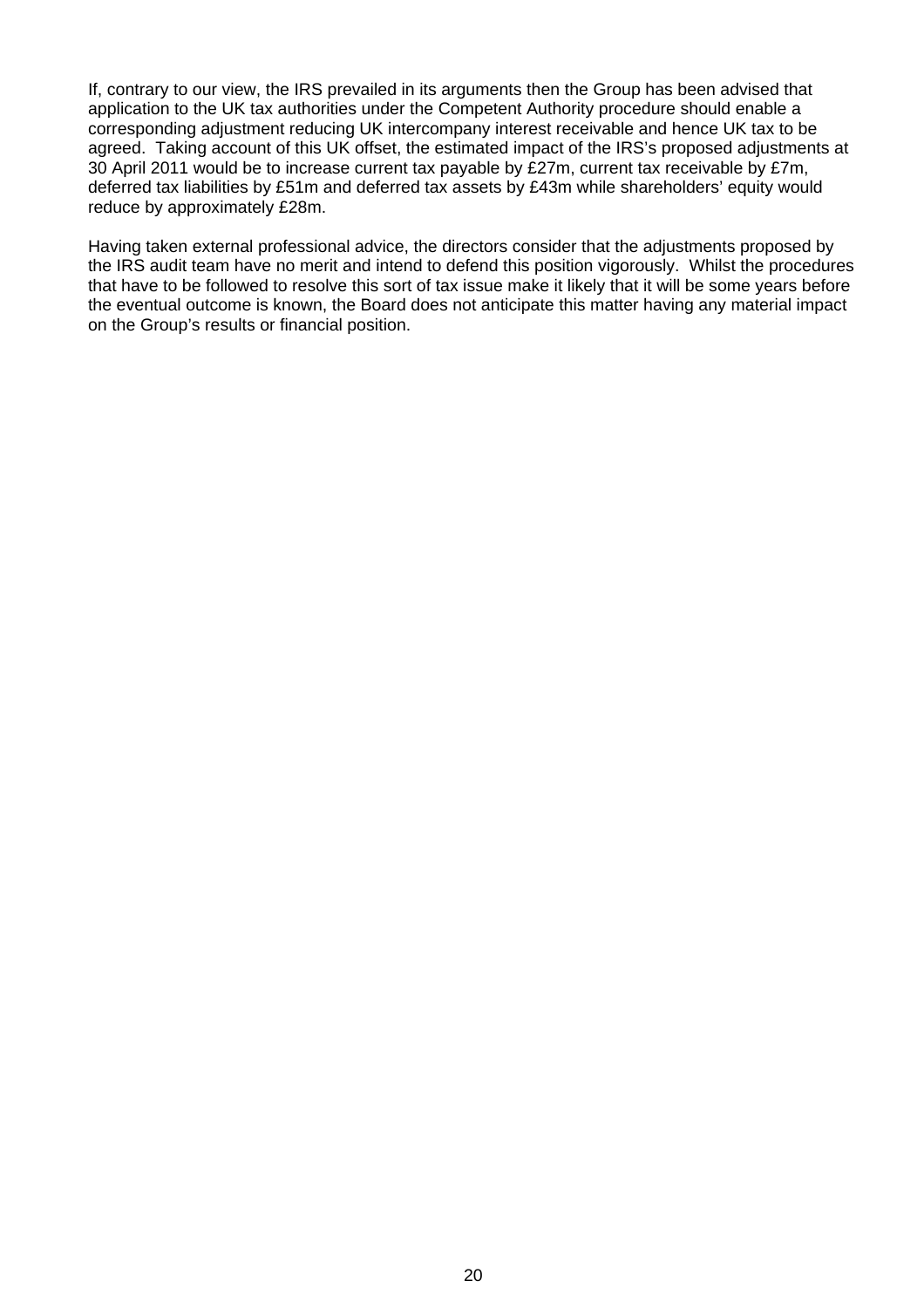If, contrary to our view, the IRS prevailed in its arguments then the Group has been advised that application to the UK tax authorities under the Competent Authority procedure should enable a corresponding adjustment reducing UK intercompany interest receivable and hence UK tax to be agreed. Taking account of this UK offset, the estimated impact of the IRS's proposed adjustments at 30 April 2011 would be to increase current tax payable by £27m, current tax receivable by £7m, deferred tax liabilities by £51m and deferred tax assets by £43m while shareholders' equity would reduce by approximately £28m.

Having taken external professional advice, the directors consider that the adjustments proposed by the IRS audit team have no merit and intend to defend this position vigorously. Whilst the procedures that have to be followed to resolve this sort of tax issue make it likely that it will be some years before the eventual outcome is known, the Board does not anticipate this matter having any material impact on the Group's results or financial position.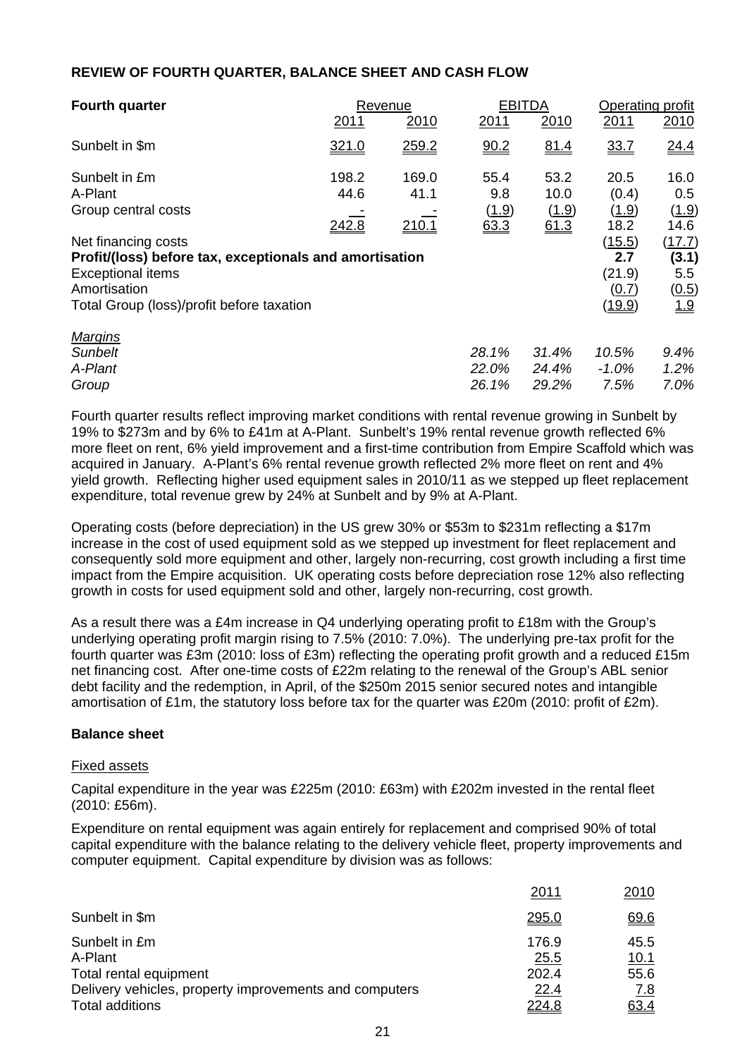**REVIEW OF FOURTH QUARTER, BALANCE SHEET AND CASH FLOW**

| Fourth quarter | Revenue | | EBITDA | | Operating profit | |
|---|---|---|---|---|---|---|
| | 2011 | 2010 | 2011 | 2010 | 2011 | 2010 |
| Sunbelt in $m | 321.0 | 259.2 | 90.2 | 81.4 | 33.7 | 24.4 |
| Sunbelt in £m | 198.2 | 169.0 | 55.4 | 53.2 | 20.5 | 16.0 |
| A-Plant | 44.6 | 41.1 | 9.8 | 10.0 | (0.4) | 0.5 |
| Group central costs | - | - | (1.9) | (1.9) | (1.9) | (1.9) |
| | 242.8 | 210.1 | 63.3 | 61.3 | 18.2 | 14.6 |
| Net financing costs | | | | | (15.5) | (17.7) |
| **Profit/(loss) before tax, exceptionals and amortisation** | | | | | **2.7** | **(3.1)** |
| Exceptional items | | | | | (21.9) | 5.5 |
| Amortisation | | | | | (0.7) | (0.5) |
| Total Group (loss)/profit before taxation | | | | | (19.9) | 1.9 |
| *Margins* | | | | | | |
| *Sunbelt* | | | *28.1%* | *31.4%* | *10.5%* | *9.4%* |
| *A-Plant* | | | *22.0%* | *24.4%* | *-1.0%* | *1.2%* |
| *Group* | | | *26.1%* | *29.2%* | *7.5%* | *7.0%* |

Fourth quarter results reflect improving market conditions with rental revenue growing in Sunbelt by 19% to $273m and by 6% to £41m at A-Plant. Sunbelt's 19% rental revenue growth reflected 6% more fleet on rent, 6% yield improvement and a first-time contribution from Empire Scaffold which was acquired in January. A-Plant's 6% rental revenue growth reflected 2% more fleet on rent and 4% yield growth. Reflecting higher used equipment sales in 2010/11 as we stepped up fleet replacement expenditure, total revenue grew by 24% at Sunbelt and by 9% at A-Plant.

Operating costs (before depreciation) in the US grew 30% or $53m to $231m reflecting a $17m increase in the cost of used equipment sold as we stepped up investment for fleet replacement and consequently sold more equipment and other, largely non-recurring, cost growth including a first time impact from the Empire acquisition. UK operating costs before depreciation rose 12% also reflecting growth in costs for used equipment sold and other, largely non-recurring, cost growth.

As a result there was a £4m increase in Q4 underlying operating profit to £18m with the Group's underlying operating profit margin rising to 7.5% (2010: 7.0%). The underlying pre-tax profit for the fourth quarter was £3m (2010: loss of £3m) reflecting the operating profit growth and a reduced £15m net financing cost. After one-time costs of £22m relating to the renewal of the Group's ABL senior debt facility and the redemption, in April, of the $250m 2015 senior secured notes and intangible amortisation of £1m, the statutory loss before tax for the quarter was £20m (2010: profit of £2m).

**Balance sheet**

Fixed assets

Capital expenditure in the year was £225m (2010: £63m) with £202m invested in the rental fleet (2010: £56m).

Expenditure on rental equipment was again entirely for replacement and comprised 90% of total capital expenditure with the balance relating to the delivery vehicle fleet, property improvements and computer equipment. Capital expenditure by division was as follows:

| | 2011 | 2010 |
|---|---|---|
| Sunbelt in $m | 295.0 | 69.6 |
| Sunbelt in £m | 176.9 | 45.5 |
| A-Plant | 25.5 | 10.1 |
| Total rental equipment | 202.4 | 55.6 |
| Delivery vehicles, property improvements and computers | 22.4 | 7.8 |
| Total additions | 224.8 | 63.4 |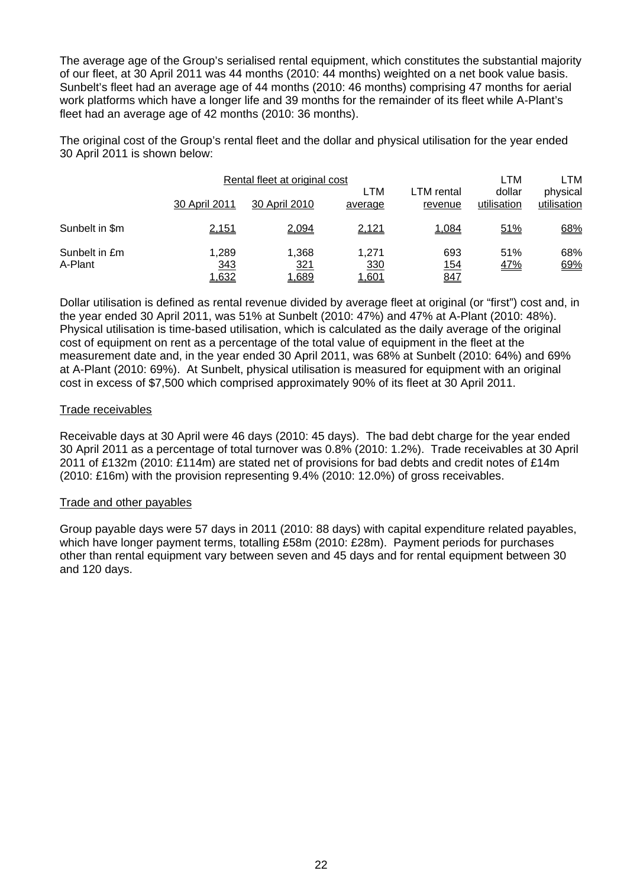The average age of the Group's serialised rental equipment, which constitutes the substantial majority of our fleet, at 30 April 2011 was 44 months (2010: 44 months) weighted on a net book value basis. Sunbelt's fleet had an average age of 44 months (2010: 46 months) comprising 47 months for aerial work platforms which have a longer life and 39 months for the remainder of its fleet while A-Plant's fleet had an average age of 42 months (2010: 36 months).

The original cost of the Group's rental fleet and the dollar and physical utilisation for the year ended 30 April 2011 is shown below:

| | Rental fleet at original cost | | | | LTM | LTM |
|---|---|---|---|---|---|---|
| | 30 April 2011 | 30 April 2010 | LTM average | LTM rental revenue | dollar utilisation | physical utilisation |
| Sunbelt in $m | 2,151 | 2,094 | 2,121 | 1,084 | 51% | 68% |
| Sunbelt in £m | 1,289 | 1,368 | 1,271 | 693 | 51% | 68% |
| A-Plant | 343 | 321 | 330 | 154 | 47% | 69% |
| | 1,632 | 1,689 | 1,601 | 847 | | |

Dollar utilisation is defined as rental revenue divided by average fleet at original (or "first") cost and, in the year ended 30 April 2011, was 51% at Sunbelt (2010: 47%) and 47% at A-Plant (2010: 48%). Physical utilisation is time-based utilisation, which is calculated as the daily average of the original cost of equipment on rent as a percentage of the total value of equipment in the fleet at the measurement date and, in the year ended 30 April 2011, was 68% at Sunbelt (2010: 64%) and 69% at A-Plant (2010: 69%). At Sunbelt, physical utilisation is measured for equipment with an original cost in excess of $7,500 which comprised approximately 90% of its fleet at 30 April 2011.

## Trade receivables

Receivable days at 30 April were 46 days (2010: 45 days). The bad debt charge for the year ended 30 April 2011 as a percentage of total turnover was 0.8% (2010: 1.2%). Trade receivables at 30 April 2011 of £132m (2010: £114m) are stated net of provisions for bad debts and credit notes of £14m (2010: £16m) with the provision representing 9.4% (2010: 12.0%) of gross receivables.

## Trade and other payables

Group payable days were 57 days in 2011 (2010: 88 days) with capital expenditure related payables, which have longer payment terms, totalling £58m (2010: £28m). Payment periods for purchases other than rental equipment vary between seven and 45 days and for rental equipment between 30 and 120 days.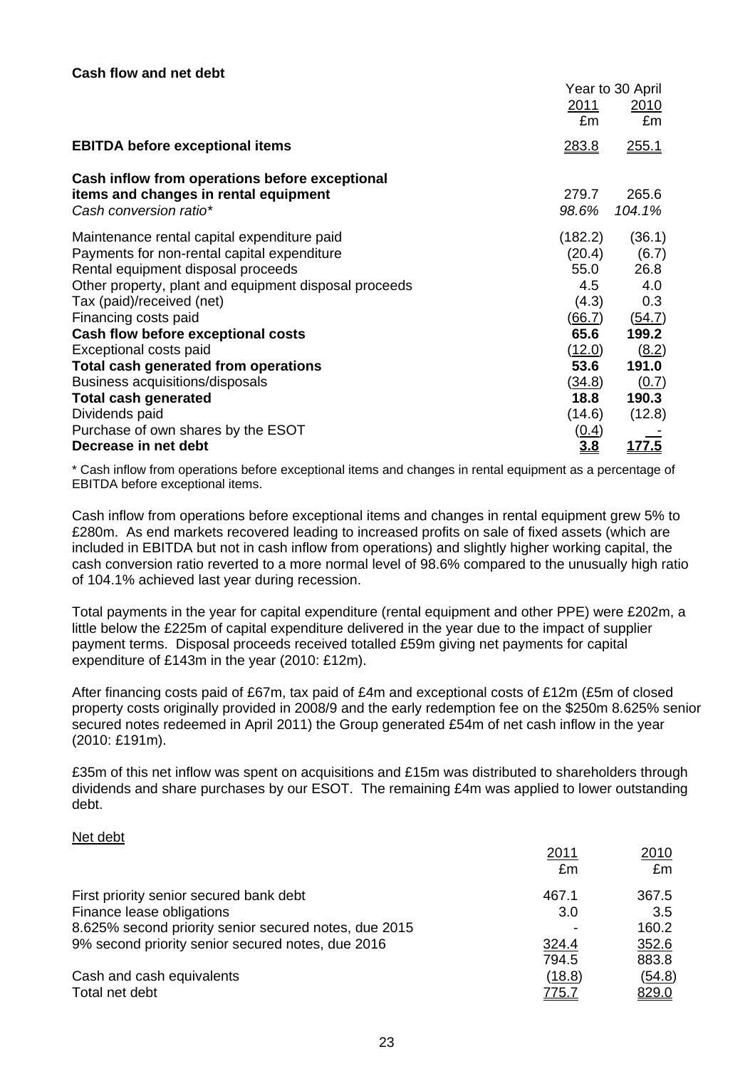**Cash flow and net debt**

| | Year to 30 April | |
|---|---|---|
| | 2011 | 2010 |
| | £m | £m |
| **EBITDA before exceptional items** | 283.8 | 255.1 |
| **Cash inflow from operations before exceptional items and changes in rental equipment** | 279.7 | 265.6 |
| *Cash conversion ratio** | *98.6%* | *104.1%* |
| Maintenance rental capital expenditure paid | (182.2) | (36.1) |
| Payments for non-rental capital expenditure | (20.4) | (6.7) |
| Rental equipment disposal proceeds | 55.0 | 26.8 |
| Other property, plant and equipment disposal proceeds | 4.5 | 4.0 |
| Tax (paid)/received (net) | (4.3) | 0.3 |
| Financing costs paid | (66.7) | (54.7) |
| **Cash flow before exceptional costs** | **65.6** | **199.2** |
| Exceptional costs paid | (12.0) | (8.2) |
| **Total cash generated from operations** | **53.6** | **191.0** |
| Business acquisitions/disposals | (34.8) | (0.7) |
| **Total cash generated** | **18.8** | **190.3** |
| Dividends paid | (14.6) | (12.8) |
| Purchase of own shares by the ESOT | (0.4) | - |
| **Decrease in net debt** | **3.8** | **177.5** |

\* Cash inflow from operations before exceptional items and changes in rental equipment as a percentage of EBITDA before exceptional items.

Cash inflow from operations before exceptional items and changes in rental equipment grew 5% to £280m. As end markets recovered leading to increased profits on sale of fixed assets (which are included in EBITDA but not in cash inflow from operations) and slightly higher working capital, the cash conversion ratio reverted to a more normal level of 98.6% compared to the unusually high ratio of 104.1% achieved last year during recession.

Total payments in the year for capital expenditure (rental equipment and other PPE) were £202m, a little below the £225m of capital expenditure delivered in the year due to the impact of supplier payment terms. Disposal proceeds received totalled £59m giving net payments for capital expenditure of £143m in the year (2010: £12m).

After financing costs paid of £67m, tax paid of £4m and exceptional costs of £12m (£5m of closed property costs originally provided in 2008/9 and the early redemption fee on the $250m 8.625% senior secured notes redeemed in April 2011) the Group generated £54m of net cash inflow in the year (2010: £191m).

£35m of this net inflow was spent on acquisitions and £15m was distributed to shareholders through dividends and share purchases by our ESOT. The remaining £4m was applied to lower outstanding debt.

Net debt

| | 2011 | 2010 |
|---|---|---|
| | £m | £m |
| First priority senior secured bank debt | 467.1 | 367.5 |
| Finance lease obligations | 3.0 | 3.5 |
| 8.625% second priority senior secured notes, due 2015 | - | 160.2 |
| 9% second priority senior secured notes, due 2016 | 324.4 | 352.6 |
| | 794.5 | 883.8 |
| Cash and cash equivalents | (18.8) | (54.8) |
| Total net debt | 775.7 | 829.0 |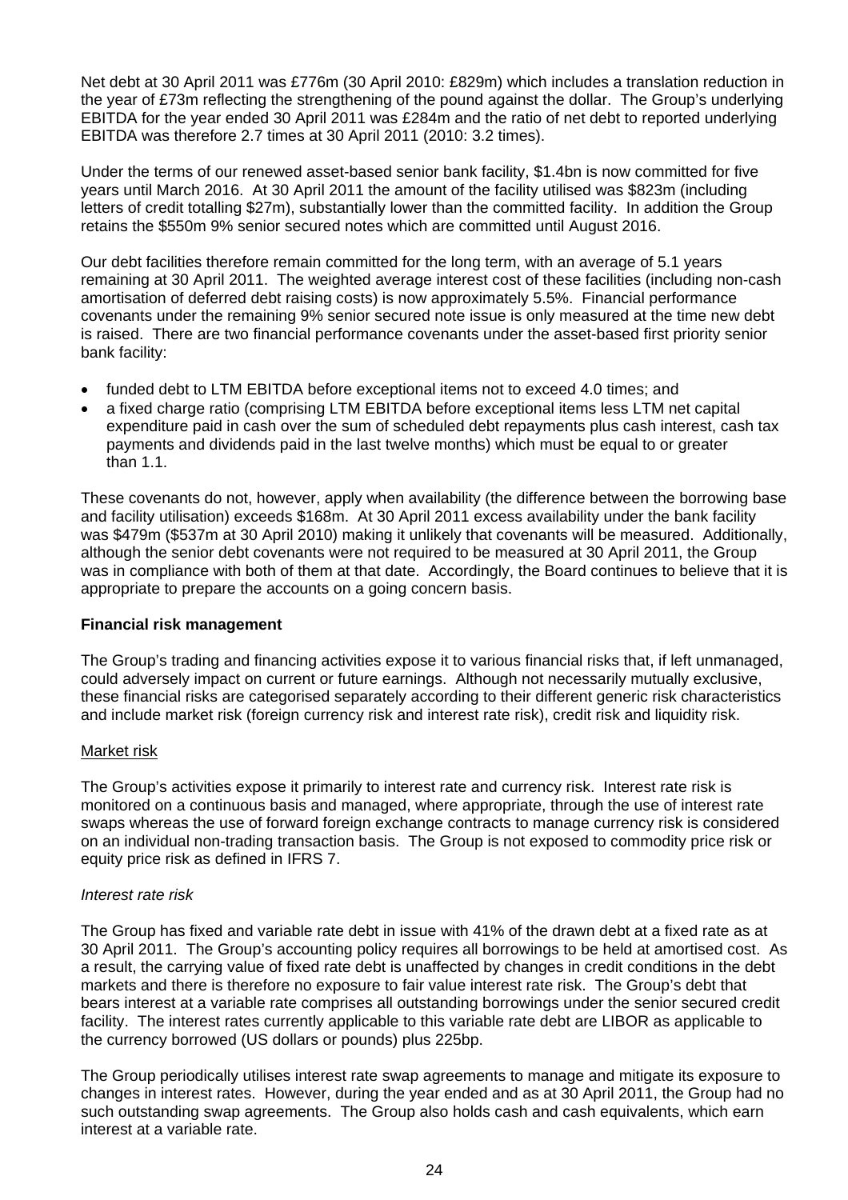Net debt at 30 April 2011 was £776m (30 April 2010: £829m) which includes a translation reduction in the year of £73m reflecting the strengthening of the pound against the dollar. The Group's underlying EBITDA for the year ended 30 April 2011 was £284m and the ratio of net debt to reported underlying EBITDA was therefore 2.7 times at 30 April 2011 (2010: 3.2 times).

Under the terms of our renewed asset-based senior bank facility, $1.4bn is now committed for five years until March 2016. At 30 April 2011 the amount of the facility utilised was $823m (including letters of credit totalling $27m), substantially lower than the committed facility. In addition the Group retains the $550m 9% senior secured notes which are committed until August 2016.

Our debt facilities therefore remain committed for the long term, with an average of 5.1 years remaining at 30 April 2011. The weighted average interest cost of these facilities (including non-cash amortisation of deferred debt raising costs) is now approximately 5.5%. Financial performance covenants under the remaining 9% senior secured note issue is only measured at the time new debt is raised. There are two financial performance covenants under the asset-based first priority senior bank facility:

- funded debt to LTM EBITDA before exceptional items not to exceed 4.0 times; and
- a fixed charge ratio (comprising LTM EBITDA before exceptional items less LTM net capital expenditure paid in cash over the sum of scheduled debt repayments plus cash interest, cash tax payments and dividends paid in the last twelve months) which must be equal to or greater than 1.1.

These covenants do not, however, apply when availability (the difference between the borrowing base and facility utilisation) exceeds $168m. At 30 April 2011 excess availability under the bank facility was $479m ($537m at 30 April 2010) making it unlikely that covenants will be measured. Additionally, although the senior debt covenants were not required to be measured at 30 April 2011, the Group was in compliance with both of them at that date. Accordingly, the Board continues to believe that it is appropriate to prepare the accounts on a going concern basis.

**Financial risk management**

The Group's trading and financing activities expose it to various financial risks that, if left unmanaged, could adversely impact on current or future earnings. Although not necessarily mutually exclusive, these financial risks are categorised separately according to their different generic risk characteristics and include market risk (foreign currency risk and interest rate risk), credit risk and liquidity risk.

Market risk

The Group's activities expose it primarily to interest rate and currency risk. Interest rate risk is monitored on a continuous basis and managed, where appropriate, through the use of interest rate swaps whereas the use of forward foreign exchange contracts to manage currency risk is considered on an individual non-trading transaction basis. The Group is not exposed to commodity price risk or equity price risk as defined in IFRS 7.

*Interest rate risk*

The Group has fixed and variable rate debt in issue with 41% of the drawn debt at a fixed rate as at 30 April 2011. The Group's accounting policy requires all borrowings to be held at amortised cost. As a result, the carrying value of fixed rate debt is unaffected by changes in credit conditions in the debt markets and there is therefore no exposure to fair value interest rate risk. The Group's debt that bears interest at a variable rate comprises all outstanding borrowings under the senior secured credit facility. The interest rates currently applicable to this variable rate debt are LIBOR as applicable to the currency borrowed (US dollars or pounds) plus 225bp.

The Group periodically utilises interest rate swap agreements to manage and mitigate its exposure to changes in interest rates. However, during the year ended and as at 30 April 2011, the Group had no such outstanding swap agreements. The Group also holds cash and cash equivalents, which earn interest at a variable rate.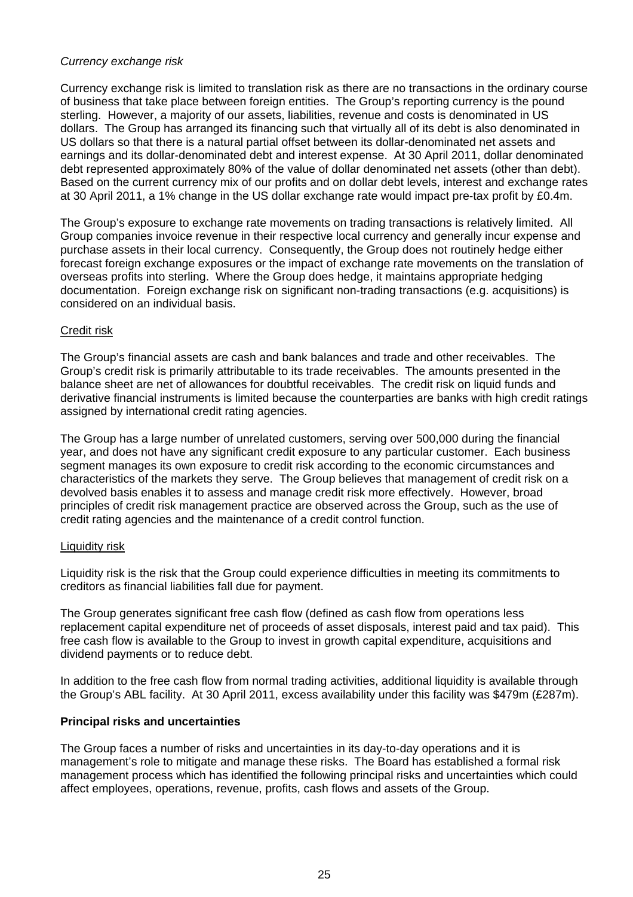*Currency exchange risk*

Currency exchange risk is limited to translation risk as there are no transactions in the ordinary course of business that take place between foreign entities. The Group's reporting currency is the pound sterling. However, a majority of our assets, liabilities, revenue and costs is denominated in US dollars. The Group has arranged its financing such that virtually all of its debt is also denominated in US dollars so that there is a natural partial offset between its dollar-denominated net assets and earnings and its dollar-denominated debt and interest expense. At 30 April 2011, dollar denominated debt represented approximately 80% of the value of dollar denominated net assets (other than debt). Based on the current currency mix of our profits and on dollar debt levels, interest and exchange rates at 30 April 2011, a 1% change in the US dollar exchange rate would impact pre-tax profit by £0.4m.

The Group's exposure to exchange rate movements on trading transactions is relatively limited. All Group companies invoice revenue in their respective local currency and generally incur expense and purchase assets in their local currency. Consequently, the Group does not routinely hedge either forecast foreign exchange exposures or the impact of exchange rate movements on the translation of overseas profits into sterling. Where the Group does hedge, it maintains appropriate hedging documentation. Foreign exchange risk on significant non-trading transactions (e.g. acquisitions) is considered on an individual basis.

Credit risk

The Group's financial assets are cash and bank balances and trade and other receivables. The Group's credit risk is primarily attributable to its trade receivables. The amounts presented in the balance sheet are net of allowances for doubtful receivables. The credit risk on liquid funds and derivative financial instruments is limited because the counterparties are banks with high credit ratings assigned by international credit rating agencies.

The Group has a large number of unrelated customers, serving over 500,000 during the financial year, and does not have any significant credit exposure to any particular customer. Each business segment manages its own exposure to credit risk according to the economic circumstances and characteristics of the markets they serve. The Group believes that management of credit risk on a devolved basis enables it to assess and manage credit risk more effectively. However, broad principles of credit risk management practice are observed across the Group, such as the use of credit rating agencies and the maintenance of a credit control function.

Liquidity risk

Liquidity risk is the risk that the Group could experience difficulties in meeting its commitments to creditors as financial liabilities fall due for payment.

The Group generates significant free cash flow (defined as cash flow from operations less replacement capital expenditure net of proceeds of asset disposals, interest paid and tax paid). This free cash flow is available to the Group to invest in growth capital expenditure, acquisitions and dividend payments or to reduce debt.

In addition to the free cash flow from normal trading activities, additional liquidity is available through the Group's ABL facility. At 30 April 2011, excess availability under this facility was \$479m (£287m).

**Principal risks and uncertainties**

The Group faces a number of risks and uncertainties in its day-to-day operations and it is management's role to mitigate and manage these risks. The Board has established a formal risk management process which has identified the following principal risks and uncertainties which could affect employees, operations, revenue, profits, cash flows and assets of the Group.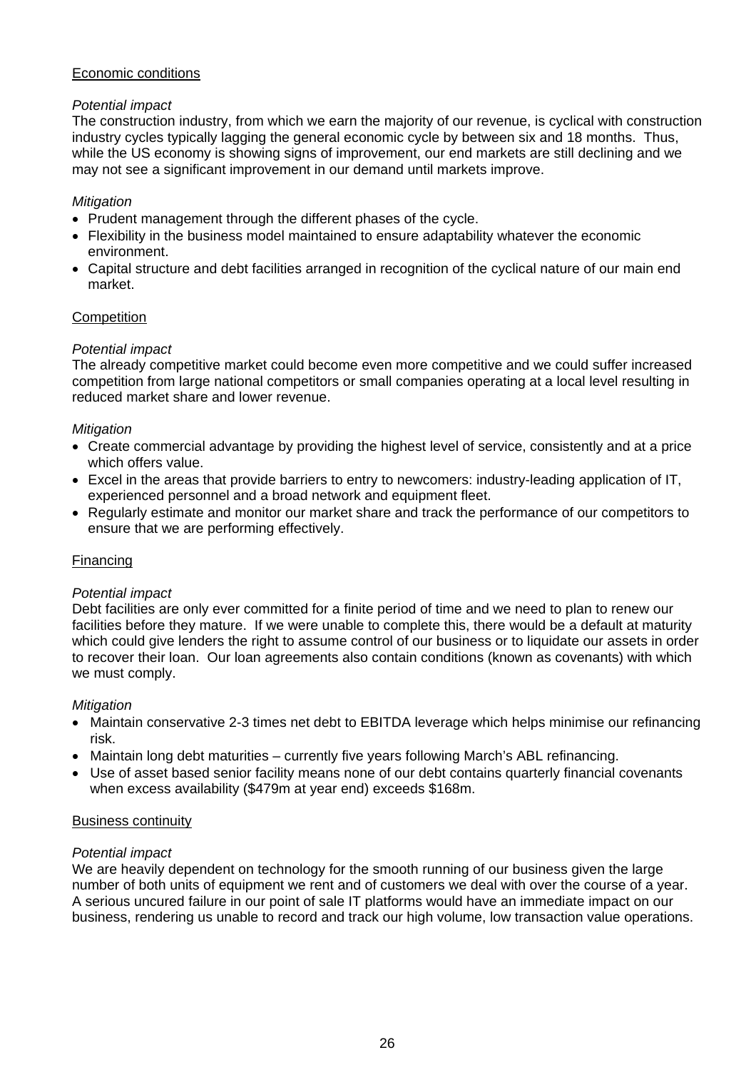Economic conditions

*Potential impact*

The construction industry, from which we earn the majority of our revenue, is cyclical with construction industry cycles typically lagging the general economic cycle by between six and 18 months. Thus, while the US economy is showing signs of improvement, our end markets are still declining and we may not see a significant improvement in our demand until markets improve.

*Mitigation*

- Prudent management through the different phases of the cycle.
- Flexibility in the business model maintained to ensure adaptability whatever the economic environment.
- Capital structure and debt facilities arranged in recognition of the cyclical nature of our main end market.

Competition

*Potential impact*

The already competitive market could become even more competitive and we could suffer increased competition from large national competitors or small companies operating at a local level resulting in reduced market share and lower revenue.

*Mitigation*

- Create commercial advantage by providing the highest level of service, consistently and at a price which offers value.
- Excel in the areas that provide barriers to entry to newcomers: industry-leading application of IT, experienced personnel and a broad network and equipment fleet.
- Regularly estimate and monitor our market share and track the performance of our competitors to ensure that we are performing effectively.

Financing

*Potential impact*

Debt facilities are only ever committed for a finite period of time and we need to plan to renew our facilities before they mature. If we were unable to complete this, there would be a default at maturity which could give lenders the right to assume control of our business or to liquidate our assets in order to recover their loan. Our loan agreements also contain conditions (known as covenants) with which we must comply.

*Mitigation*

- Maintain conservative 2-3 times net debt to EBITDA leverage which helps minimise our refinancing risk.
- Maintain long debt maturities – currently five years following March's ABL refinancing.
- Use of asset based senior facility means none of our debt contains quarterly financial covenants when excess availability ($479m at year end) exceeds $168m.

Business continuity

*Potential impact*

We are heavily dependent on technology for the smooth running of our business given the large number of both units of equipment we rent and of customers we deal with over the course of a year. A serious uncured failure in our point of sale IT platforms would have an immediate impact on our business, rendering us unable to record and track our high volume, low transaction value operations.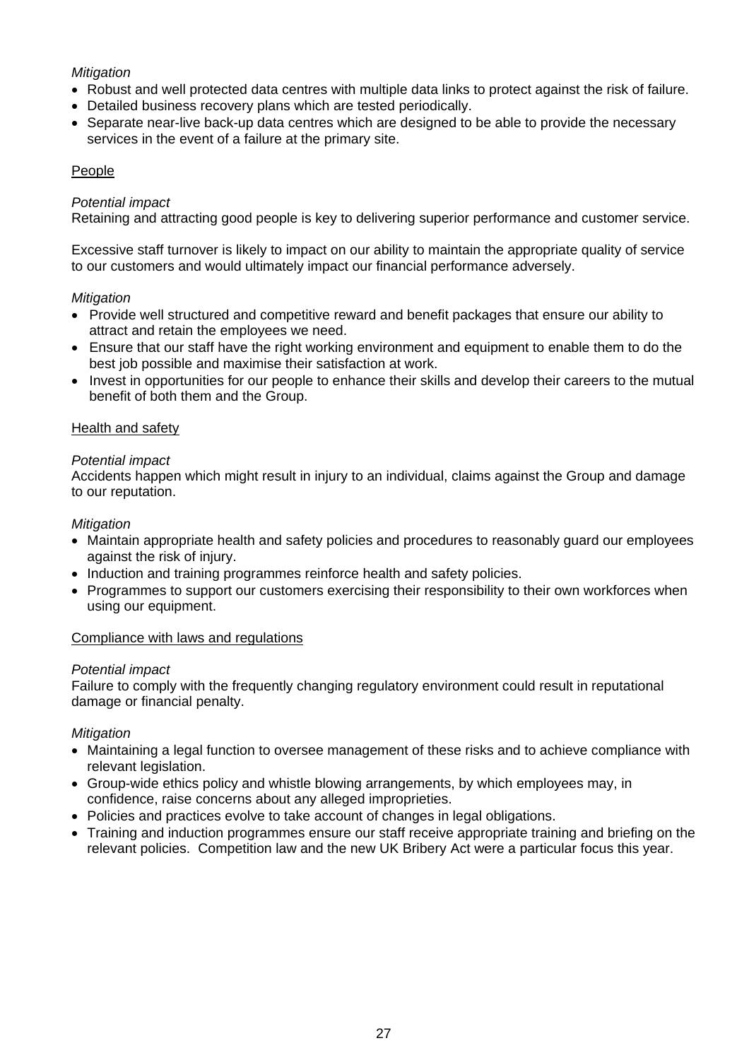*Mitigation*

- Robust and well protected data centres with multiple data links to protect against the risk of failure.
- Detailed business recovery plans which are tested periodically.
- Separate near-live back-up data centres which are designed to be able to provide the necessary services in the event of a failure at the primary site.

People

*Potential impact*

Retaining and attracting good people is key to delivering superior performance and customer service.

Excessive staff turnover is likely to impact on our ability to maintain the appropriate quality of service to our customers and would ultimately impact our financial performance adversely.

*Mitigation*

- Provide well structured and competitive reward and benefit packages that ensure our ability to attract and retain the employees we need.
- Ensure that our staff have the right working environment and equipment to enable them to do the best job possible and maximise their satisfaction at work.
- Invest in opportunities for our people to enhance their skills and develop their careers to the mutual benefit of both them and the Group.

Health and safety

*Potential impact*

Accidents happen which might result in injury to an individual, claims against the Group and damage to our reputation.

*Mitigation*

- Maintain appropriate health and safety policies and procedures to reasonably guard our employees against the risk of injury.
- Induction and training programmes reinforce health and safety policies.
- Programmes to support our customers exercising their responsibility to their own workforces when using our equipment.

Compliance with laws and regulations

*Potential impact*

Failure to comply with the frequently changing regulatory environment could result in reputational damage or financial penalty.

*Mitigation*

- Maintaining a legal function to oversee management of these risks and to achieve compliance with relevant legislation.
- Group-wide ethics policy and whistle blowing arrangements, by which employees may, in confidence, raise concerns about any alleged improprieties.
- Policies and practices evolve to take account of changes in legal obligations.
- Training and induction programmes ensure our staff receive appropriate training and briefing on the relevant policies. Competition law and the new UK Bribery Act were a particular focus this year.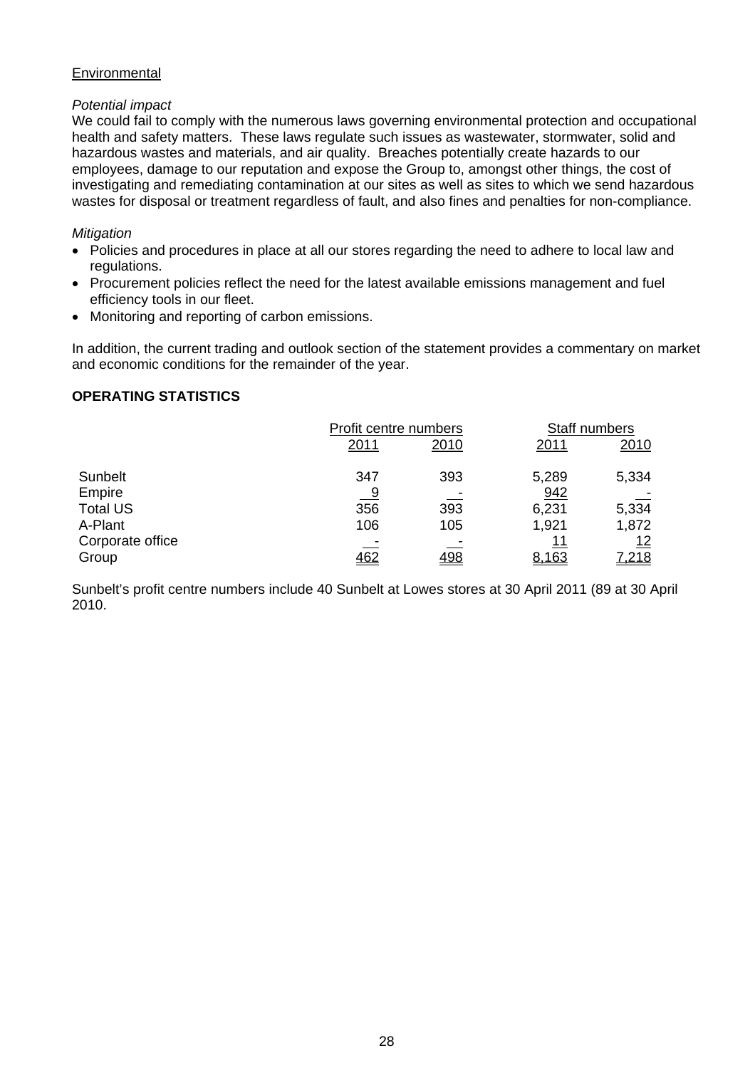Environmental

*Potential impact*

We could fail to comply with the numerous laws governing environmental protection and occupational health and safety matters. These laws regulate such issues as wastewater, stormwater, solid and hazardous wastes and materials, and air quality. Breaches potentially create hazards to our employees, damage to our reputation and expose the Group to, amongst other things, the cost of investigating and remediating contamination at our sites as well as sites to which we send hazardous wastes for disposal or treatment regardless of fault, and also fines and penalties for non-compliance.

*Mitigation*

- Policies and procedures in place at all our stores regarding the need to adhere to local law and regulations.
- Procurement policies reflect the need for the latest available emissions management and fuel efficiency tools in our fleet.
- Monitoring and reporting of carbon emissions.

In addition, the current trading and outlook section of the statement provides a commentary on market and economic conditions for the remainder of the year.

**OPERATING STATISTICS**

| | Profit centre numbers | | Staff numbers | |
|---|---|---|---|---|
| | 2011 | 2010 | 2011 | 2010 |
| Sunbelt | 347 | 393 | 5,289 | 5,334 |
| Empire | 9 | - | 942 | - |
| Total US | 356 | 393 | 6,231 | 5,334 |
| A-Plant | 106 | 105 | 1,921 | 1,872 |
| Corporate office | - | - | 11 | 12 |
| Group | 462 | 498 | 8,163 | 7,218 |

Sunbelt's profit centre numbers include 40 Sunbelt at Lowes stores at 30 April 2011 (89 at 30 April 2010.